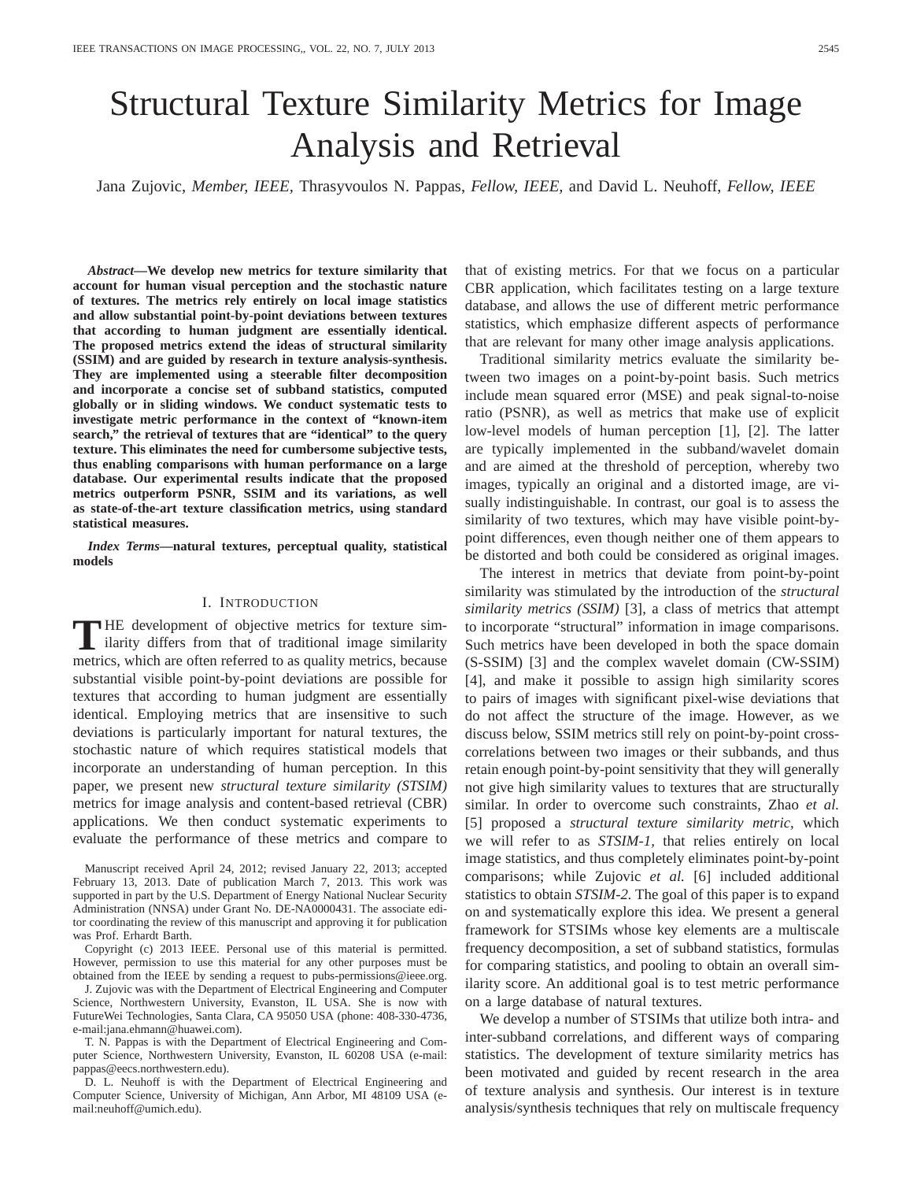# Structural Texture Similarity Metrics for Image Analysis and Retrieval

Jana Zujovic, *Member, IEEE,* Thrasyvoulos N. Pappas, *Fellow, IEEE,* and David L. Neuhoff, *Fellow, IEEE*

***Abstract*—We develop new metrics for texture similarity that account for human visual perception and the stochastic nature of textures. The metrics rely entirely on local image statistics and allow substantial point-by-point deviations between textures that according to human judgment are essentially identical. The proposed metrics extend the ideas of structural similarity (SSIM) and are guided by research in texture analysis-synthesis. They are implemented using a steerable filter decomposition and incorporate a concise set of subband statistics, computed globally or in sliding windows. We conduct systematic tests to investigate metric performance in the context of "known-item search," the retrieval of textures that are "identical" to the query texture. This eliminates the need for cumbersome subjective tests, thus enabling comparisons with human performance on a large database. Our experimental results indicate that the proposed metrics outperform PSNR, SSIM and its variations, as well as state-of-the-art texture classification metrics, using standard statistical measures.**

***Index Terms*—natural textures, perceptual quality, statistical models**

## I. Introduction

THE development of objective metrics for texture similarity differs from that of traditional image similarity metrics, which are often referred to as quality metrics, because substantial visible point-by-point deviations are possible for textures that according to human judgment are essentially identical. Employing metrics that are insensitive to such deviations is particularly important for natural textures, the stochastic nature of which requires statistical models that incorporate an understanding of human perception. In this paper, we present new *structural texture similarity (STSIM)* metrics for image analysis and content-based retrieval (CBR) applications. We then conduct systematic experiments to evaluate the performance of these metrics and compare to that of existing metrics. For that we focus on a particular CBR application, which facilitates testing on a large texture database, and allows the use of different metric performance statistics, which emphasize different aspects of performance that are relevant for many other image analysis applications.

Traditional similarity metrics evaluate the similarity between two images on a point-by-point basis. Such metrics include mean squared error (MSE) and peak signal-to-noise ratio (PSNR), as well as metrics that make use of explicit low-level models of human perception [1], [2]. The latter are typically implemented in the subband/wavelet domain and are aimed at the threshold of perception, whereby two images, typically an original and a distorted image, are visually indistinguishable. In contrast, our goal is to assess the similarity of two textures, which may have visible point-by-point differences, even though neither one of them appears to be distorted and both could be considered as original images.

The interest in metrics that deviate from point-by-point similarity was stimulated by the introduction of the *structural similarity metrics (SSIM)* [3], a class of metrics that attempt to incorporate "structural" information in image comparisons. Such metrics have been developed in both the space domain (S-SSIM) [3] and the complex wavelet domain (CW-SSIM) [4], and make it possible to assign high similarity scores to pairs of images with significant pixel-wise deviations that do not affect the structure of the image. However, as we discuss below, SSIM metrics still rely on point-by-point cross-correlations between two images or their subbands, and thus retain enough point-by-point sensitivity that they will generally not give high similarity values to textures that are structurally similar. In order to overcome such constraints, Zhao *et al.* [5] proposed a *structural texture similarity metric,* which we will refer to as *STSIM-1,* that relies entirely on local image statistics, and thus completely eliminates point-by-point comparisons; while Zujovic *et al.* [6] included additional statistics to obtain *STSIM-2*. The goal of this paper is to expand on and systematically explore this idea. We present a general framework for STSIMs whose key elements are a multiscale frequency decomposition, a set of subband statistics, formulas for comparing statistics, and pooling to obtain an overall similarity score. An additional goal is to test metric performance on a large database of natural textures.

We develop a number of STSIMs that utilize both intra- and inter-subband correlations, and different ways of comparing statistics. The development of texture similarity metrics has been motivated and guided by recent research in the area of texture analysis and synthesis. Our interest is in texture analysis/synthesis techniques that rely on multiscale frequency

Manuscript received April 24, 2012; revised January 22, 2013; accepted February 13, 2013. Date of publication March 7, 2013. This work was supported in part by the U.S. Department of Energy National Nuclear Security Administration (NNSA) under Grant No. DE-NA0000431. The associate editor coordinating the review of this manuscript and approving it for publication was Prof. Erhardt Barth.

Copyright (c) 2013 IEEE. Personal use of this material is permitted. However, permission to use this material for any other purposes must be obtained from the IEEE by sending a request to pubs-permissions@ieee.org.

J. Zujovic was with the Department of Electrical Engineering and Computer Science, Northwestern University, Evanston, IL USA. She is now with FutureWei Technologies, Santa Clara, CA 95050 USA (phone: 408-330-4736, e-mail:jana.ehmann@huawei.com).

T. N. Pappas is with the Department of Electrical Engineering and Computer Science, Northwestern University, Evanston, IL 60208 USA (e-mail: pappas@eecs.northwestern.edu).

D. L. Neuhoff is with the Department of Electrical Engineering and Computer Science, University of Michigan, Ann Arbor, MI 48109 USA (e-mail:neuhoff@umich.edu).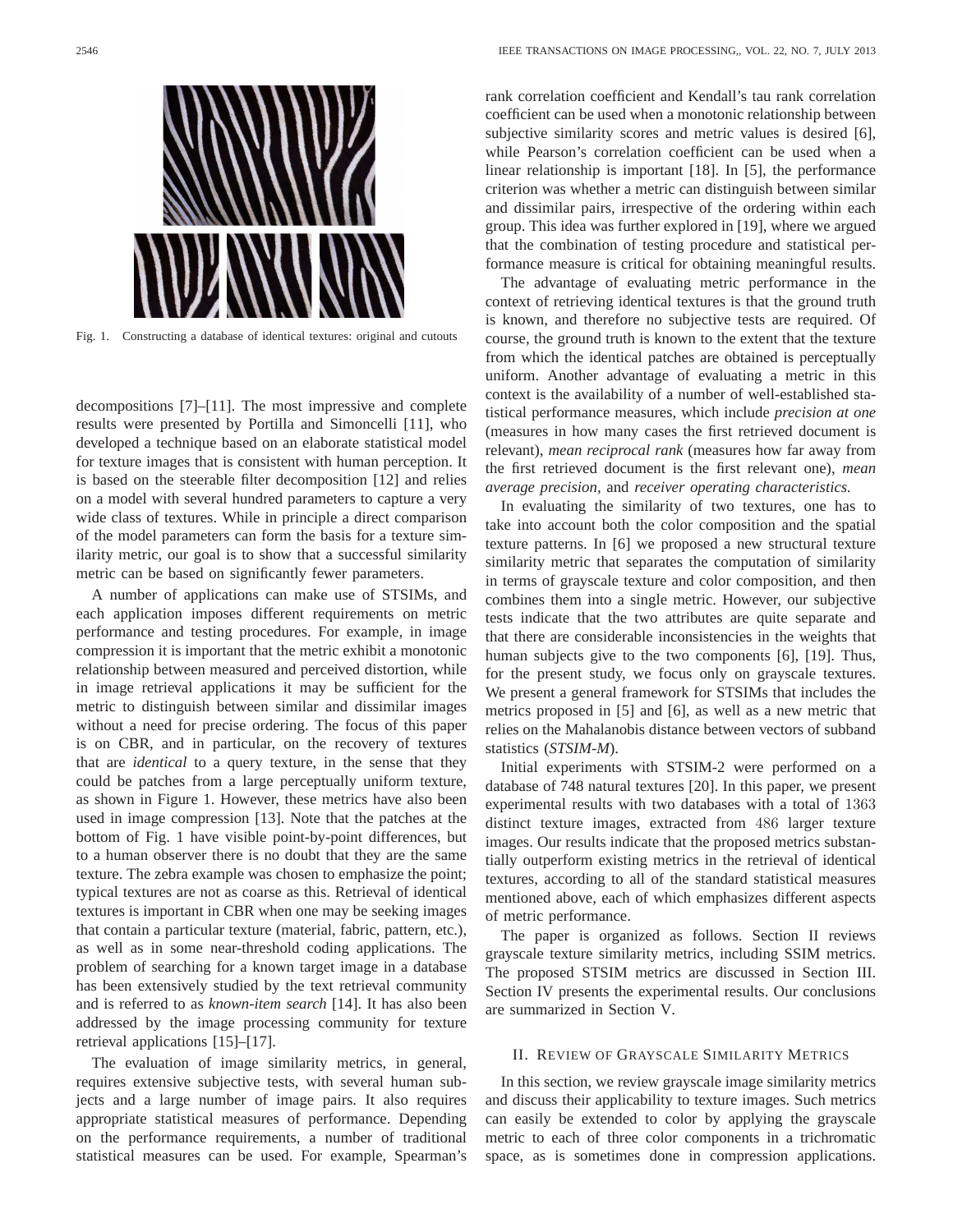Fig. 1. Constructing a database of identical textures: original and cutouts

decompositions [7]–[11]. The most impressive and complete results were presented by Portilla and Simoncelli [11], who developed a technique based on an elaborate statistical model for texture images that is consistent with human perception. It is based on the steerable filter decomposition [12] and relies on a model with several hundred parameters to capture a very wide class of textures. While in principle a direct comparison of the model parameters can form the basis for a texture similarity metric, our goal is to show that a successful similarity metric can be based on significantly fewer parameters.

A number of applications can make use of STSIMs, and each application imposes different requirements on metric performance and testing procedures. For example, in image compression it is important that the metric exhibit a monotonic relationship between measured and perceived distortion, while in image retrieval applications it may be sufficient for the metric to distinguish between similar and dissimilar images without a need for precise ordering. The focus of this paper is on CBR, and in particular, on the recovery of textures that are *identical* to a query texture, in the sense that they could be patches from a large perceptually uniform texture, as shown in Figure 1. However, these metrics have also been used in image compression [13]. Note that the patches at the bottom of Fig. 1 have visible point-by-point differences, but to a human observer there is no doubt that they are the same texture. The zebra example was chosen to emphasize the point; typical textures are not as coarse as this. Retrieval of identical textures is important in CBR when one may be seeking images that contain a particular texture (material, fabric, pattern, etc.), as well as in some near-threshold coding applications. The problem of searching for a known target image in a database has been extensively studied by the text retrieval community and is referred to as *known-item search* [14]. It has also been addressed by the image processing community for texture retrieval applications [15]–[17].

The evaluation of image similarity metrics, in general, requires extensive subjective tests, with several human subjects and a large number of image pairs. It also requires appropriate statistical measures of performance. Depending on the performance requirements, a number of traditional statistical measures can be used. For example, Spearman's rank correlation coefficient and Kendall's tau rank correlation coefficient can be used when a monotonic relationship between subjective similarity scores and metric values is desired [6], while Pearson's correlation coefficient can be used when a linear relationship is important [18]. In [5], the performance criterion was whether a metric can distinguish between similar and dissimilar pairs, irrespective of the ordering within each group. This idea was further explored in [19], where we argued that the combination of testing procedure and statistical performance measure is critical for obtaining meaningful results.

The advantage of evaluating metric performance in the context of retrieving identical textures is that the ground truth is known, and therefore no subjective tests are required. Of course, the ground truth is known to the extent that the texture from which the identical patches are obtained is perceptually uniform. Another advantage of evaluating a metric in this context is the availability of a number of well-established statistical performance measures, which include *precision at one* (measures in how many cases the first retrieved document is relevant), *mean reciprocal rank* (measures how far away from the first retrieved document is the first relevant one), *mean average precision*, and *receiver operating characteristics*.

In evaluating the similarity of two textures, one has to take into account both the color composition and the spatial texture patterns. In [6] we proposed a new structural texture similarity metric that separates the computation of similarity in terms of grayscale texture and color composition, and then combines them into a single metric. However, our subjective tests indicate that the two attributes are quite separate and that there are considerable inconsistencies in the weights that human subjects give to the two components [6], [19]. Thus, for the present study, we focus only on grayscale textures. We present a general framework for STSIMs that includes the metrics proposed in [5] and [6], as well as a new metric that relies on the Mahalanobis distance between vectors of subband statistics (*STSIM-M*).

Initial experiments with STSIM-2 were performed on a database of 748 natural textures [20]. In this paper, we present experimental results with two databases with a total of 1363 distinct texture images, extracted from 486 larger texture images. Our results indicate that the proposed metrics substantially outperform existing metrics in the retrieval of identical textures, according to all of the standard statistical measures mentioned above, each of which emphasizes different aspects of metric performance.

The paper is organized as follows. Section II reviews grayscale texture similarity metrics, including SSIM metrics. The proposed STSIM metrics are discussed in Section III. Section IV presents the experimental results. Our conclusions are summarized in Section V.

## II. Review of Grayscale Similarity Metrics

In this section, we review grayscale image similarity metrics and discuss their applicability to texture images. Such metrics can easily be extended to color by applying the grayscale metric to each of three color components in a trichromatic space, as is sometimes done in compression applications.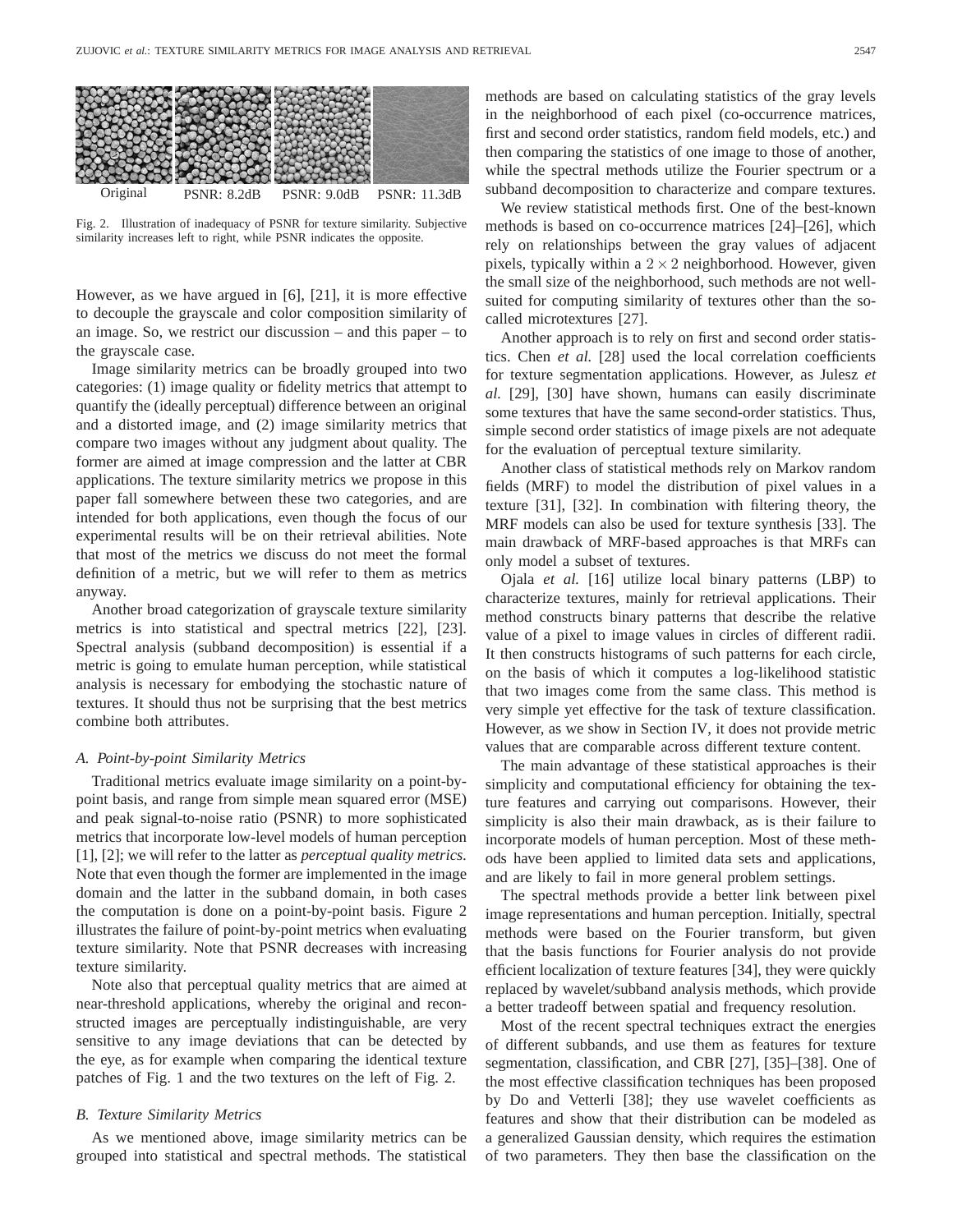Original PSNR: 8.2dB PSNR: 9.0dB PSNR: 11.3dB

Fig. 2. Illustration of inadequacy of PSNR for texture similarity. Subjective similarity increases left to right, while PSNR indicates the opposite.

However, as we have argued in [6], [21], it is more effective to decouple the grayscale and color composition similarity of an image. So, we restrict our discussion – and this paper – to the grayscale case.

Image similarity metrics can be broadly grouped into two categories: (1) image quality or fidelity metrics that attempt to quantify the (ideally perceptual) difference between an original and a distorted image, and (2) image similarity metrics that compare two images without any judgment about quality. The former are aimed at image compression and the latter at CBR applications. The texture similarity metrics we propose in this paper fall somewhere between these two categories, and are intended for both applications, even though the focus of our experimental results will be on their retrieval abilities. Note that most of the metrics we discuss do not meet the formal definition of a metric, but we will refer to them as metrics anyway.

Another broad categorization of grayscale texture similarity metrics is into statistical and spectral metrics [22], [23]. Spectral analysis (subband decomposition) is essential if a metric is going to emulate human perception, while statistical analysis is necessary for embodying the stochastic nature of textures. It should thus not be surprising that the best metrics combine both attributes.

### A. Point-by-point Similarity Metrics

Traditional metrics evaluate image similarity on a point-by-point basis, and range from simple mean squared error (MSE) and peak signal-to-noise ratio (PSNR) to more sophisticated metrics that incorporate low-level models of human perception [1], [2]; we will refer to the latter as *perceptual quality metrics*. Note that even though the former are implemented in the image domain and the latter in the subband domain, in both cases the computation is done on a point-by-point basis. Figure 2 illustrates the failure of point-by-point metrics when evaluating texture similarity. Note that PSNR decreases with increasing texture similarity.

Note also that perceptual quality metrics that are aimed at near-threshold applications, whereby the original and reconstructed images are perceptually indistinguishable, are very sensitive to any image deviations that can be detected by the eye, as for example when comparing the identical texture patches of Fig. 1 and the two textures on the left of Fig. 2.

### B. Texture Similarity Metrics

As we mentioned above, image similarity metrics can be grouped into statistical and spectral methods. The statistical methods are based on calculating statistics of the gray levels in the neighborhood of each pixel (co-occurrence matrices, first and second order statistics, random field models, etc.) and then comparing the statistics of one image to those of another, while the spectral methods utilize the Fourier spectrum or a subband decomposition to characterize and compare textures.

We review statistical methods first. One of the best-known methods is based on co-occurrence matrices [24]–[26], which rely on relationships between the gray values of adjacent pixels, typically within a $2 \times 2$ neighborhood. However, given the small size of the neighborhood, such methods are not well-suited for computing similarity of textures other than the so-called microtextures [27].

Another approach is to rely on first and second order statistics. Chen *et al.* [28] used the local correlation coefficients for texture segmentation applications. However, as Julesz *et al.* [29], [30] have shown, humans can easily discriminate some textures that have the same second-order statistics. Thus, simple second order statistics of image pixels are not adequate for the evaluation of perceptual texture similarity.

Another class of statistical methods rely on Markov random fields (MRF) to model the distribution of pixel values in a texture [31], [32]. In combination with filtering theory, the MRF models can also be used for texture synthesis [33]. The main drawback of MRF-based approaches is that MRFs can only model a subset of textures.

Ojala *et al.* [16] utilize local binary patterns (LBP) to characterize textures, mainly for retrieval applications. Their method constructs binary patterns that describe the relative value of a pixel to image values in circles of different radii. It then constructs histograms of such patterns for each circle, on the basis of which it computes a log-likelihood statistic that two images come from the same class. This method is very simple yet effective for the task of texture classification. However, as we show in Section IV, it does not provide metric values that are comparable across different texture content.

The main advantage of these statistical approaches is their simplicity and computational efficiency for obtaining the texture features and carrying out comparisons. However, their simplicity is also their main drawback, as is their failure to incorporate models of human perception. Most of these methods have been applied to limited data sets and applications, and are likely to fail in more general problem settings.

The spectral methods provide a better link between pixel image representations and human perception. Initially, spectral methods were based on the Fourier transform, but given that the basis functions for Fourier analysis do not provide efficient localization of texture features [34], they were quickly replaced by wavelet/subband analysis methods, which provide a better tradeoff between spatial and frequency resolution.

Most of the recent spectral techniques extract the energies of different subbands, and use them as features for texture segmentation, classification, and CBR [27], [35]–[38]. One of the most effective classification techniques has been proposed by Do and Vetterli [38]; they use wavelet coefficients as features and show that their distribution can be modeled as a generalized Gaussian density, which requires the estimation of two parameters. They then base the classification on the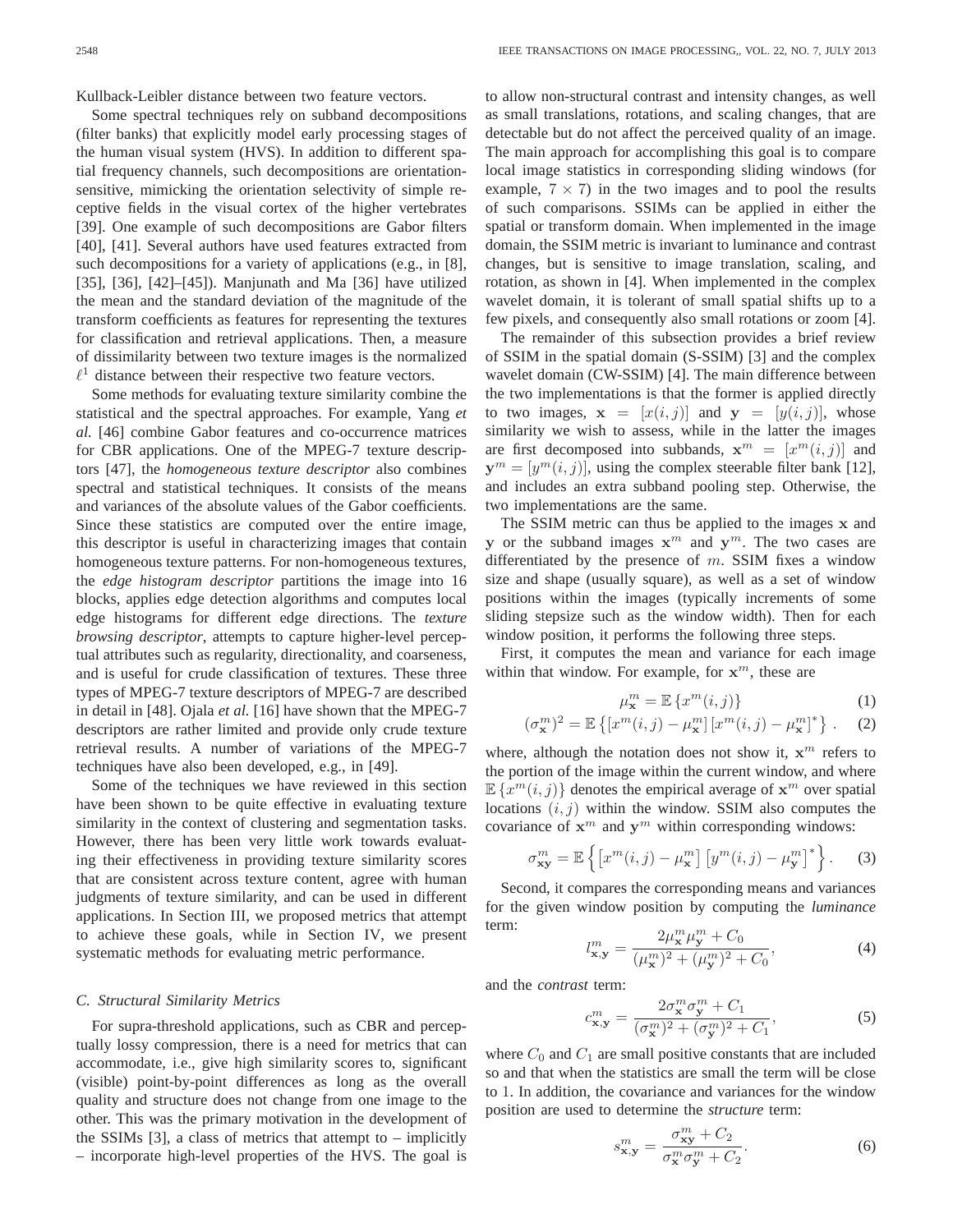Kullback-Leibler distance between two feature vectors.

Some spectral techniques rely on subband decompositions (filter banks) that explicitly model early processing stages of the human visual system (HVS). In addition to different spatial frequency channels, such decompositions are orientation-sensitive, mimicking the orientation selectivity of simple receptive fields in the visual cortex of the higher vertebrates [39]. One example of such decompositions are Gabor filters [40], [41]. Several authors have used features extracted from such decompositions for a variety of applications (e.g., in [8], [35], [36], [42]–[45]). Manjunath and Ma [36] have utilized the mean and the standard deviation of the magnitude of the transform coefficients as features for representing the textures for classification and retrieval applications. Then, a measure of dissimilarity between two texture images is the normalized $\ell^1$ distance between their respective two feature vectors.

Some methods for evaluating texture similarity combine the statistical and the spectral approaches. For example, Yang *et al.* [46] combine Gabor features and co-occurrence matrices for CBR applications. One of the MPEG-7 texture descriptors [47], the *homogeneous texture descriptor* also combines spectral and statistical techniques. It consists of the means and variances of the absolute values of the Gabor coefficients. Since these statistics are computed over the entire image, this descriptor is useful in characterizing images that contain homogeneous texture patterns. For non-homogeneous textures, the *edge histogram descriptor* partitions the image into 16 blocks, applies edge detection algorithms and computes local edge histograms for different edge directions. The *texture browsing descriptor*, attempts to capture higher-level perceptual attributes such as regularity, directionality, and coarseness, and is useful for crude classification of textures. These three types of MPEG-7 texture descriptors of MPEG-7 are described in detail in [48]. Ojala *et al.* [16] have shown that the MPEG-7 descriptors are rather limited and provide only crude texture retrieval results. A number of variations of the MPEG-7 techniques have also been developed, e.g., in [49].

Some of the techniques we have reviewed in this section have been shown to be quite effective in evaluating texture similarity in the context of clustering and segmentation tasks. However, there has been very little work towards evaluating their effectiveness in providing texture similarity scores that are consistent across texture content, agree with human judgments of texture similarity, and can be used in different applications. In Section III, we proposed metrics that attempt to achieve these goals, while in Section IV, we present systematic methods for evaluating metric performance.

### C. Structural Similarity Metrics

For supra-threshold applications, such as CBR and perceptually lossy compression, there is a need for metrics that can accommodate, i.e., give high similarity scores to, significant (visible) point-by-point differences as long as the overall quality and structure does not change from one image to the other. This was the primary motivation in the development of the SSIMs [3], a class of metrics that attempt to – implicitly – incorporate high-level properties of the HVS. The goal is to allow non-structural contrast and intensity changes, as well as small translations, rotations, and scaling changes, that are detectable but do not affect the perceived quality of an image. The main approach for accomplishing this goal is to compare local image statistics in corresponding sliding windows (for example, $7 \times 7$) in the two images and to pool the results of such comparisons. SSIMs can be applied in either the spatial or transform domain. When implemented in the image domain, the SSIM metric is invariant to luminance and contrast changes, but is sensitive to image translation, scaling, and rotation, as shown in [4]. When implemented in the complex wavelet domain, it is tolerant of small spatial shifts up to a few pixels, and consequently also small rotations or zoom [4].

The remainder of this subsection provides a brief review of SSIM in the spatial domain (S-SSIM) [3] and the complex wavelet domain (CW-SSIM) [4]. The main difference between the two implementations is that the former is applied directly to two images, $\mathbf{x} = [x(i,j)]$ and $\mathbf{y} = [y(i,j)]$, whose similarity we wish to assess, while in the latter the images are first decomposed into subbands, $\mathbf{x}^m = [x^m(i,j)]$ and $\mathbf{y}^m = [y^m(i,j)]$, using the complex steerable filter bank [12], and includes an extra subband pooling step. Otherwise, the two implementations are the same.

The SSIM metric can thus be applied to the images $\mathbf{x}$ and $\mathbf{y}$ or the subband images $\mathbf{x}^m$ and $\mathbf{y}^m$. The two cases are differentiated by the presence of $m$. SSIM fixes a window size and shape (usually square), as well as a set of window positions within the images (typically increments of some sliding stepsize such as the window width). Then for each window position, it performs the following three steps.

First, it computes the mean and variance for each image within that window. For example, for $\mathbf{x}^m$, these are

$$\mu_{\mathbf{x}}^m = \mathbb{E}\left\{x^m(i,j)\right\} \tag{1}$$

$$(\sigma_{\mathbf{x}}^m)^2 = \mathbb{E}\left\{\left[x^m(i,j) - \mu_{\mathbf{x}}^m\right]\left[x^m(i,j) - \mu_{\mathbf{x}}^m\right]^*\right\}. \tag{2}$$

where, although the notation does not show it, $\mathbf{x}^m$ refers to the portion of the image within the current window, and where $\mathbb{E}\left\{x^m(i,j)\right\}$ denotes the empirical average of $\mathbf{x}^m$ over spatial locations $(i,j)$ within the window. SSIM also computes the covariance of $\mathbf{x}^m$ and $\mathbf{y}^m$ within corresponding windows:

$$\sigma_{\mathbf{xy}}^m = \mathbb{E}\left\{\left[x^m(i,j) - \mu_{\mathbf{x}}^m\right]\left[y^m(i,j) - \mu_{\mathbf{y}}^m\right]^*\right\}. \tag{3}$$

Second, it compares the corresponding means and variances for the given window position by computing the *luminance* term:

$$l_{\mathbf{x},\mathbf{y}}^m = \frac{2\mu_{\mathbf{x}}^m \mu_{\mathbf{y}}^m + C_0}{(\mu_{\mathbf{x}}^m)^2 + (\mu_{\mathbf{y}}^m)^2 + C_0}, \tag{4}$$

and the *contrast* term:

$$c_{\mathbf{x},\mathbf{y}}^m = \frac{2\sigma_{\mathbf{x}}^m \sigma_{\mathbf{y}}^m + C_1}{(\sigma_{\mathbf{x}}^m)^2 + (\sigma_{\mathbf{y}}^m)^2 + C_1}, \tag{5}$$

where $C_0$ and $C_1$ are small positive constants that are included so and that when the statistics are small the term will be close to 1. In addition, the covariance and variances for the window position are used to determine the *structure* term:

$$s_{\mathbf{x},\mathbf{y}}^m = \frac{\sigma_{\mathbf{xy}}^m + C_2}{\sigma_{\mathbf{x}}^m \sigma_{\mathbf{y}}^m + C_2}. \tag{6}$$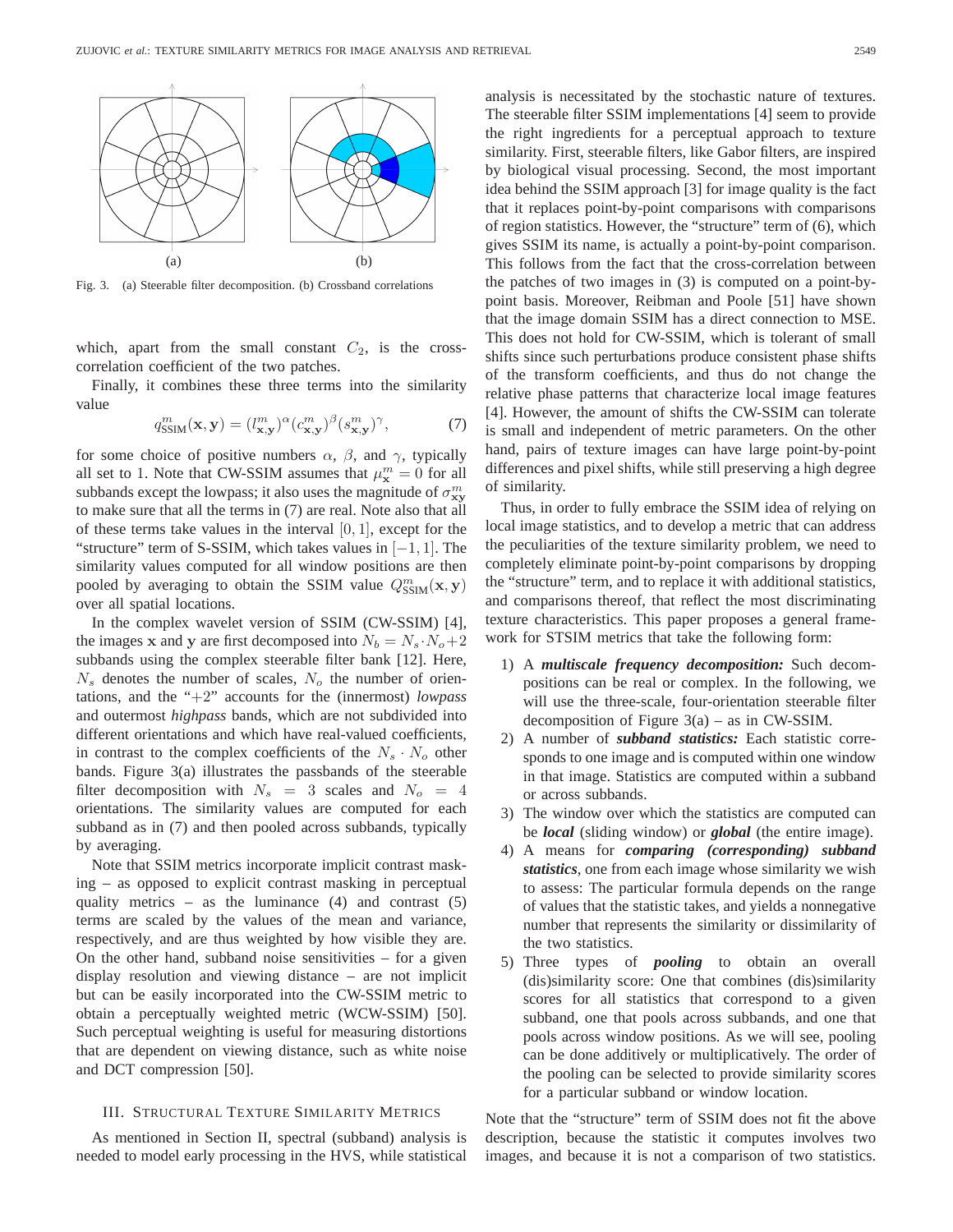Fig. 3. (a) Steerable filter decomposition. (b) Crossband correlations

which, apart from the small constant $C_2$, is the cross-correlation coefficient of the two patches.

Finally, it combines these three terms into the similarity value

$$q^m_{\text{SSIM}}(\mathbf{x}, \mathbf{y}) = (l^m_{\mathbf{x},\mathbf{y}})^{\alpha}(c^m_{\mathbf{x},\mathbf{y}})^{\beta}(s^m_{\mathbf{x},\mathbf{y}})^{\gamma}, \tag{7}$$

for some choice of positive numbers $\alpha$, $\beta$, and $\gamma$, typically all set to 1. Note that CW-SSIM assumes that $\mu^m_{\mathbf{x}} = 0$ for all subbands except the lowpass; it also uses the magnitude of $\sigma^m_{\mathbf{xy}}$ to make sure that all the terms in (7) are real. Note also that all of these terms take values in the interval $[0, 1]$, except for the "structure" term of S-SSIM, which takes values in $[-1, 1]$. The similarity values computed for all window positions are then pooled by averaging to obtain the SSIM value $Q^m_{\text{SSIM}}(\mathbf{x}, \mathbf{y})$ over all spatial locations.

In the complex wavelet version of SSIM (CW-SSIM) [4], the images $\mathbf{x}$ and $\mathbf{y}$ are first decomposed into $N_b = N_s \cdot N_o + 2$ subbands using the complex steerable filter bank [12]. Here, $N_s$ denotes the number of scales, $N_o$ the number of orientations, and the "+2" accounts for the (innermost) *lowpass* and outermost *highpass* bands, which are not subdivided into different orientations and which have real-valued coefficients, in contrast to the complex coefficients of the $N_s \cdot N_o$ other bands. Figure 3(a) illustrates the passbands of the steerable filter decomposition with $N_s = 3$ scales and $N_o = 4$ orientations. The similarity values are computed for each subband as in (7) and then pooled across subbands, typically by averaging.

Note that SSIM metrics incorporate implicit contrast masking – as opposed to explicit contrast masking in perceptual quality metrics – as the luminance (4) and contrast (5) terms are scaled by the values of the mean and variance, respectively, and are thus weighted by how visible they are. On the other hand, subband noise sensitivities – for a given display resolution and viewing distance – are not implicit but can be easily incorporated into the CW-SSIM metric to obtain a perceptually weighted metric (WCW-SSIM) [50]. Such perceptual weighting is useful for measuring distortions that are dependent on viewing distance, such as white noise and DCT compression [50].

## III. Structural Texture Similarity Metrics

As mentioned in Section II, spectral (subband) analysis is needed to model early processing in the HVS, while statistical analysis is necessitated by the stochastic nature of textures. The steerable filter SSIM implementations [4] seem to provide the right ingredients for a perceptual approach to texture similarity. First, steerable filters, like Gabor filters, are inspired by biological visual processing. Second, the most important idea behind the SSIM approach [3] for image quality is the fact that it replaces point-by-point comparisons with comparisons of region statistics. However, the "structure" term of (6), which gives SSIM its name, is actually a point-by-point comparison. This follows from the fact that the cross-correlation between the patches of two images in (3) is computed on a point-by-point basis. Moreover, Reibman and Poole [51] have shown that the image domain SSIM has a direct connection to MSE. This does not hold for CW-SSIM, which is tolerant of small shifts since such perturbations produce consistent phase shifts of the transform coefficients, and thus do not change the relative phase patterns that characterize local image features [4]. However, the amount of shifts the CW-SSIM can tolerate is small and independent of metric parameters. On the other hand, pairs of texture images can have large point-by-point differences and pixel shifts, while still preserving a high degree of similarity.

Thus, in order to fully embrace the SSIM idea of relying on local image statistics, and to develop a metric that can address the peculiarities of the texture similarity problem, we need to completely eliminate point-by-point comparisons by dropping the "structure" term, and to replace it with additional statistics, and comparisons thereof, that reflect the most discriminating texture characteristics. This paper proposes a general framework for STSIM metrics that take the following form:

1) A ***multiscale frequency decomposition:*** Such decompositions can be real or complex. In the following, we will use the three-scale, four-orientation steerable filter decomposition of Figure 3(a) – as in CW-SSIM.
2) A number of ***subband statistics:*** Each statistic corresponds to one image and is computed within one window in that image. Statistics are computed within a subband or across subbands.
3) The window over which the statistics are computed can be ***local*** (sliding window) or ***global*** (the entire image).
4) A means for ***comparing (corresponding) subband statistics***, one from each image whose similarity we wish to assess: The particular formula depends on the range of values that the statistic takes, and yields a nonnegative number that represents the similarity or dissimilarity of the two statistics.
5) Three types of ***pooling*** to obtain an overall (dis)similarity score: One that combines (dis)similarity scores for all statistics that correspond to a given subband, one that pools across subbands, and one that pools across window positions. As we will see, pooling can be done additively or multiplicatively. The order of the pooling can be selected to provide similarity scores for a particular subband or window location.

Note that the "structure" term of SSIM does not fit the above description, because the statistic it computes involves two images, and because it is not a comparison of two statistics.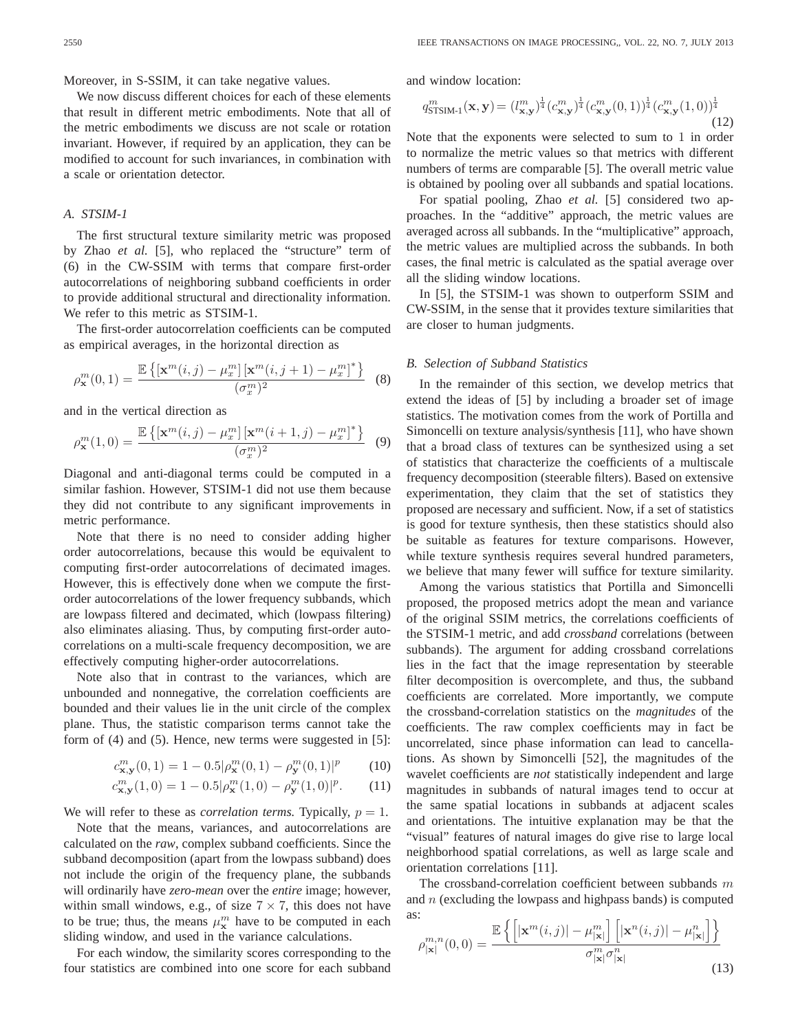Moreover, in S-SSIM, it can take negative values.

We now discuss different choices for each of these elements that result in different metric embodiments. Note that all of the metric embodiments we discuss are not scale or rotation invariant. However, if required by an application, they can be modified to account for such invariances, in combination with a scale or orientation detector.

### A. STSIM-1

The first structural texture similarity metric was proposed by Zhao *et al.* [5], who replaced the "structure" term of (6) in the CW-SSIM with terms that compare first-order autocorrelations of neighboring subband coefficients in order to provide additional structural and directionality information. We refer to this metric as STSIM-1.

The first-order autocorrelation coefficients can be computed as empirical averages, in the horizontal direction as

$$\rho_{\mathbf{x}}^m(0,1) = \frac{\mathbb{E}\left\{[\mathbf{x}^m(i,j) - \mu_x^m]\,[\mathbf{x}^m(i,j+1) - \mu_x^m]^*\right\}}{(\sigma_x^m)^2} \quad (8)$$

and in the vertical direction as

$$\rho_{\mathbf{x}}^m(1,0) = \frac{\mathbb{E}\left\{[\mathbf{x}^m(i,j) - \mu_x^m]\,[\mathbf{x}^m(i+1,j) - \mu_x^m]^*\right\}}{(\sigma_x^m)^2} \quad (9)$$

Diagonal and anti-diagonal terms could be computed in a similar fashion. However, STSIM-1 did not use them because they did not contribute to any significant improvements in metric performance.

Note that there is no need to consider adding higher order autocorrelations, because this would be equivalent to computing first-order autocorrelations of decimated images. However, this is effectively done when we compute the first-order autocorrelations of the lower frequency subbands, which are lowpass filtered and decimated, which (lowpass filtering) also eliminates aliasing. Thus, by computing first-order autocorrelations on a multi-scale frequency decomposition, we are effectively computing higher-order autocorrelations.

Note also that in contrast to the variances, which are unbounded and nonnegative, the correlation coefficients are bounded and their values lie in the unit circle of the complex plane. Thus, the statistic comparison terms cannot take the form of (4) and (5). Hence, new terms were suggested in [5]:

$$c_{\mathbf{x},\mathbf{y}}^m(0,1) = 1 - 0.5|\rho_{\mathbf{x}}^m(0,1) - \rho_{\mathbf{y}}^m(0,1)|^p \quad (10)$$

$$c_{\mathbf{x},\mathbf{y}}^m(1,0) = 1 - 0.5|\rho_{\mathbf{x}}^m(1,0) - \rho_{\mathbf{y}}^m(1,0)|^p. \quad (11)$$

We will refer to these as *correlation terms.* Typically, $p = 1$.

Note that the means, variances, and autocorrelations are calculated on the *raw*, complex subband coefficients. Since the subband decomposition (apart from the lowpass subband) does not include the origin of the frequency plane, the subbands will ordinarily have *zero-mean* over the *entire* image; however, within small windows, e.g., of size $7 \times 7$, this does not have to be true; thus, the means $\mu_{\mathbf{x}}^m$ have to be computed in each sliding window, and used in the variance calculations.

For each window, the similarity scores corresponding to the four statistics are combined into one score for each subband and window location:

$$q_{\text{STSIM-1}}^m(\mathbf{x},\mathbf{y}) = (l_{\mathbf{x},\mathbf{y}}^m)^{\frac{1}{4}}(c_{\mathbf{x},\mathbf{y}}^m)^{\frac{1}{4}}(c_{\mathbf{x},\mathbf{y}}^m(0,1))^{\frac{1}{4}}(c_{\mathbf{x},\mathbf{y}}^m(1,0))^{\frac{1}{4}} \quad (12)$$

Note that the exponents were selected to sum to 1 in order to normalize the metric values so that metrics with different numbers of terms are comparable [5]. The overall metric value is obtained by pooling over all subbands and spatial locations.

For spatial pooling, Zhao *et al.* [5] considered two approaches. In the "additive" approach, the metric values are averaged across all subbands. In the "multiplicative" approach, the metric values are multiplied across the subbands. In both cases, the final metric is calculated as the spatial average over all the sliding window locations.

In [5], the STSIM-1 was shown to outperform SSIM and CW-SSIM, in the sense that it provides texture similarities that are closer to human judgments.

### B. Selection of Subband Statistics

In the remainder of this section, we develop metrics that extend the ideas of [5] by including a broader set of image statistics. The motivation comes from the work of Portilla and Simoncelli on texture analysis/synthesis [11], who have shown that a broad class of textures can be synthesized using a set of statistics that characterize the coefficients of a multiscale frequency decomposition (steerable filters). Based on extensive experimentation, they claim that the set of statistics they proposed are necessary and sufficient. Now, if a set of statistics is good for texture synthesis, then these statistics should also be suitable as features for texture comparisons. However, while texture synthesis requires several hundred parameters, we believe that many fewer will suffice for texture similarity.

Among the various statistics that Portilla and Simoncelli proposed, the proposed metrics adopt the mean and variance of the original SSIM metrics, the correlations coefficients of the STSIM-1 metric, and add *crossband* correlations (between subbands). The argument for adding crossband correlations lies in the fact that the image representation by steerable filter decomposition is overcomplete, and thus, the subband coefficients are correlated. More importantly, we compute the crossband-correlation statistics on the *magnitudes* of the coefficients. The raw complex coefficients may in fact be uncorrelated, since phase information can lead to cancellations. As shown by Simoncelli [52], the magnitudes of the wavelet coefficients are *not* statistically independent and large magnitudes in subbands of natural images tend to occur at the same spatial locations in subbands at adjacent scales and orientations. The intuitive explanation may be that the "visual" features of natural images do give rise to large local neighborhood spatial correlations, as well as large scale and orientation correlations [11].

The crossband-correlation coefficient between subbands $m$ and $n$ (excluding the lowpass and highpass bands) is computed as:

$$\rho_{|\mathbf{x}|}^{m,n}(0,0) = \frac{\mathbb{E}\left\{\left[|\mathbf{x}^m(i,j)| - \mu_{|\mathbf{x}|}^m\right]\left[|\mathbf{x}^n(i,j)| - \mu_{|\mathbf{x}|}^n\right]\right\}}{\sigma_{|\mathbf{x}|}^m \sigma_{|\mathbf{x}|}^n} \quad (13)$$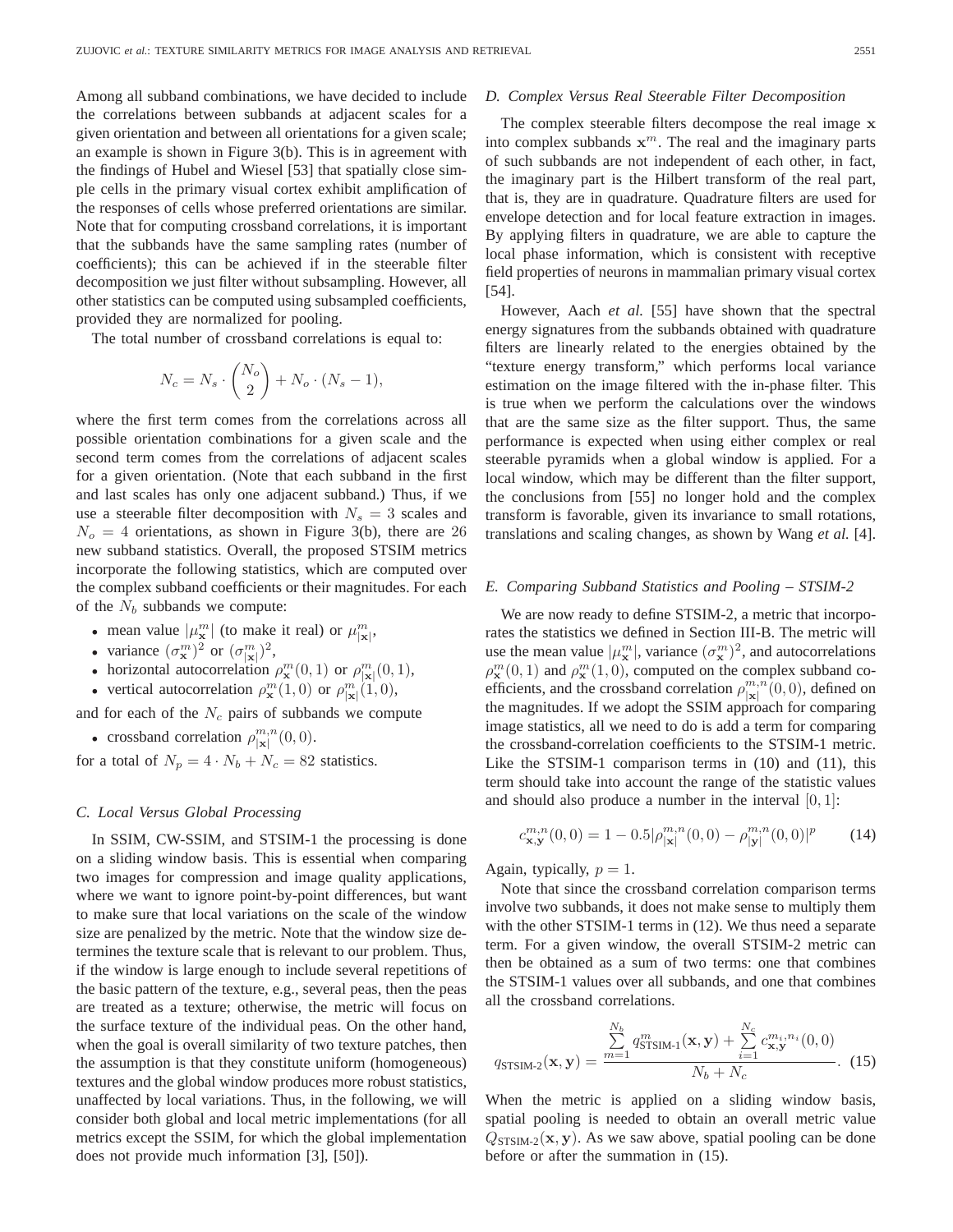Among all subband combinations, we have decided to include the correlations between subbands at adjacent scales for a given orientation and between all orientations for a given scale; an example is shown in Figure 3(b). This is in agreement with the findings of Hubel and Wiesel [53] that spatially close simple cells in the primary visual cortex exhibit amplification of the responses of cells whose preferred orientations are similar. Note that for computing crossband correlations, it is important that the subbands have the same sampling rates (number of coefficients); this can be achieved if in the steerable filter decomposition we just filter without subsampling. However, all other statistics can be computed using subsampled coefficients, provided they are normalized for pooling.

The total number of crossband correlations is equal to:

$$N_c = N_s \cdot \binom{N_o}{2} + N_o \cdot (N_s - 1),$$

where the first term comes from the correlations across all possible orientation combinations for a given scale and the second term comes from the correlations of adjacent scales for a given orientation. (Note that each subband in the first and last scales has only one adjacent subband.) Thus, if we use a steerable filter decomposition with $N_s = 3$ scales and $N_o = 4$ orientations, as shown in Figure 3(b), there are 26 new subband statistics. Overall, the proposed STSIM metrics incorporate the following statistics, which are computed over the complex subband coefficients or their magnitudes. For each of the $N_b$ subbands we compute:

- mean value $|\mu_{\mathbf{x}}^m|$ (to make it real) or $\mu_{|\mathbf{x}|}^m$,
- variance $(\sigma_{\mathbf{x}}^m)^2$ or $(\sigma_{|\mathbf{x}|}^m)^2$,
- horizontal autocorrelation $\rho_{\mathbf{x}}^m(0,1)$ or $\rho_{|\mathbf{x}|}^m(0,1)$,
- vertical autocorrelation $\rho_{\mathbf{x}}^m(1,0)$ or $\rho_{|\mathbf{x}|}^m(1,0)$,

and for each of the $N_c$ pairs of subbands we compute

- crossband correlation $\rho_{|\mathbf{x}|}^{m,n}(0,0)$.

for a total of $N_p = 4 \cdot N_b + N_c = 82$ statistics.

### C. Local Versus Global Processing

In SSIM, CW-SSIM, and STSIM-1 the processing is done on a sliding window basis. This is essential when comparing two images for compression and image quality applications, where we want to ignore point-by-point differences, but want to make sure that local variations on the scale of the window size are penalized by the metric. Note that the window size determines the texture scale that is relevant to our problem. Thus, if the window is large enough to include several repetitions of the basic pattern of the texture, e.g., several peas, then the peas are treated as a texture; otherwise, the metric will focus on the surface texture of the individual peas. On the other hand, when the goal is overall similarity of two texture patches, then the assumption is that they constitute uniform (homogeneous) textures and the global window produces more robust statistics, unaffected by local variations. Thus, in the following, we will consider both global and local metric implementations (for all metrics except the SSIM, for which the global implementation does not provide much information [3], [50]).

### D. Complex Versus Real Steerable Filter Decomposition

The complex steerable filters decompose the real image $\mathbf{x}$ into complex subbands $\mathbf{x}^m$. The real and the imaginary parts of such subbands are not independent of each other, in fact, the imaginary part is the Hilbert transform of the real part, that is, they are in quadrature. Quadrature filters are used for envelope detection and for local feature extraction in images. By applying filters in quadrature, we are able to capture the local phase information, which is consistent with receptive field properties of neurons in mammalian primary visual cortex [54].

However, Aach *et al.* [55] have shown that the spectral energy signatures from the subbands obtained with quadrature filters are linearly related to the energies obtained by the "texture energy transform," which performs local variance estimation on the image filtered with the in-phase filter. This is true when we perform the calculations over the windows that are the same size as the filter support. Thus, the same performance is expected when using either complex or real steerable pyramids when a global window is applied. For a local window, which may be different than the filter support, the conclusions from [55] no longer hold and the complex transform is favorable, given its invariance to small rotations, translations and scaling changes, as shown by Wang *et al.* [4].

### E. Comparing Subband Statistics and Pooling – STSIM-2

We are now ready to define STSIM-2, a metric that incorporates the statistics we defined in Section III-B. The metric will use the mean value $|\mu_{\mathbf{x}}^m|$, variance $(\sigma_{\mathbf{x}}^m)^2$, and autocorrelations $\rho_{\mathbf{x}}^m(0,1)$ and $\rho_{\mathbf{x}}^m(1,0)$, computed on the complex subband coefficients, and the crossband correlation $\rho_{|\mathbf{x}|}^{m,n}(0,0)$, defined on the magnitudes. If we adopt the SSIM approach for comparing image statistics, all we need to do is add a term for comparing the crossband-correlation coefficients to the STSIM-1 metric. Like the STSIM-1 comparison terms in (10) and (11), this term should take into account the range of the statistic values and should also produce a number in the interval $[0,1]$:

$$c_{\mathbf{x},\mathbf{y}}^{m,n}(0,0) = 1 - 0.5|\rho_{|\mathbf{x}|}^{m,n}(0,0) - \rho_{|\mathbf{y}|}^{m,n}(0,0)|^p \tag{14}$$

Again, typically, $p = 1$.

Note that since the crossband correlation comparison terms involve two subbands, it does not make sense to multiply them with the other STSIM-1 terms in (12). We thus need a separate term. For a given window, the overall STSIM-2 metric can then be obtained as a sum of two terms: one that combines the STSIM-1 values over all subbands, and one that combines all the crossband correlations.

$$q_{\text{STSIM-2}}(\mathbf{x},\mathbf{y}) = \frac{\sum_{m=1}^{N_b} q_{\text{STSIM-1}}^m(\mathbf{x},\mathbf{y}) + \sum_{i=1}^{N_c} c_{\mathbf{x},\mathbf{y}}^{m_i,n_i}(0,0)}{N_b + N_c}. \tag{15}$$

When the metric is applied on a sliding window basis, spatial pooling is needed to obtain an overall metric value $Q_{\text{STSIM-2}}(\mathbf{x},\mathbf{y})$. As we saw above, spatial pooling can be done before or after the summation in (15).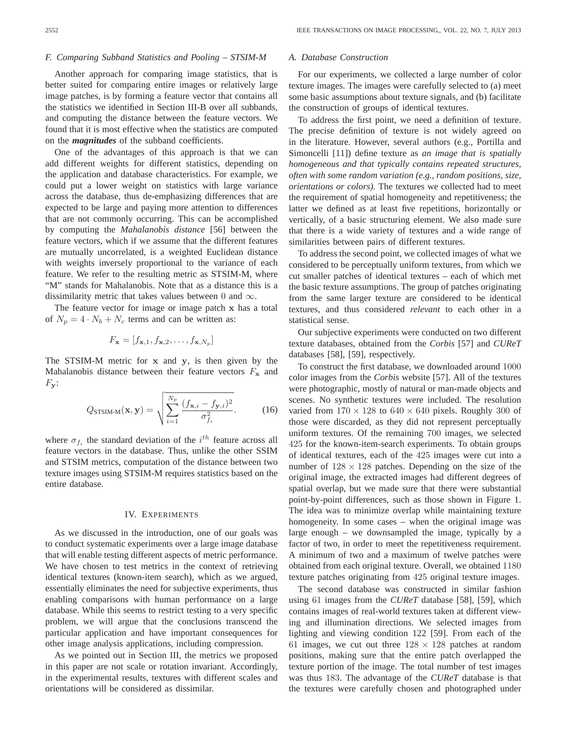### F. Comparing Subband Statistics and Pooling – STSIM-M

Another approach for comparing image statistics, that is better suited for comparing entire images or relatively large image patches, is by forming a feature vector that contains all the statistics we identified in Section III-B over all subbands, and computing the distance between the feature vectors. We found that it is most effective when the statistics are computed on the ***magnitudes*** of the subband coefficients.

One of the advantages of this approach is that we can add different weights for different statistics, depending on the application and database characteristics. For example, we could put a lower weight on statistics with large variance across the database, thus de-emphasizing differences that are expected to be large and paying more attention to differences that are not commonly occurring. This can be accomplished by computing the *Mahalanobis distance* [56] between the feature vectors, which if we assume that the different features are mutually uncorrelated, is a weighted Euclidean distance with weights inversely proportional to the variance of each feature. We refer to the resulting metric as STSIM-M, where "M" stands for Mahalanobis. Note that as a distance this is a dissimilarity metric that takes values between $0$ and $\infty$.

The feature vector for image or image patch $\mathbf{x}$ has a total of $N_p = 4 \cdot N_b + N_c$ terms and can be written as:

$$F_{\mathbf{x}} = [f_{\mathbf{x},1}, f_{\mathbf{x},2}, \ldots, f_{\mathbf{x},N_p}]$$

The STSIM-M metric for $\mathbf{x}$ and $\mathbf{y}$, is then given by the Mahalanobis distance between their feature vectors $F_{\mathbf{x}}$ and $F_{\mathbf{y}}$:

$$Q_{\text{STSIM-M}}(\mathbf{x}, \mathbf{y}) = \sqrt{\sum_{i=1}^{N_p} \frac{(f_{\mathbf{x},i} - f_{\mathbf{y},i})^2}{\sigma_{f_i}^2}}. \tag{16}$$

where $\sigma_{f_i}$ the standard deviation of the $i^{th}$ feature across all feature vectors in the database. Thus, unlike the other SSIM and STSIM metrics, computation of the distance between two texture images using STSIM-M requires statistics based on the entire database.

## IV. Experiments

As we discussed in the introduction, one of our goals was to conduct systematic experiments over a large image database that will enable testing different aspects of metric performance. We have chosen to test metrics in the context of retrieving identical textures (known-item search), which as we argued, essentially eliminates the need for subjective experiments, thus enabling comparisons with human performance on a large database. While this seems to restrict testing to a very specific problem, we will argue that the conclusions transcend the particular application and have important consequences for other image analysis applications, including compression.

As we pointed out in Section III, the metrics we proposed in this paper are not scale or rotation invariant. Accordingly, in the experimental results, textures with different scales and orientations will be considered as dissimilar.

### A. Database Construction

For our experiments, we collected a large number of color texture images. The images were carefully selected to (a) meet some basic assumptions about texture signals, and (b) facilitate the construction of groups of identical textures.

To address the first point, we need a definition of texture. The precise definition of texture is not widely agreed on in the literature. However, several authors (e.g., Portilla and Simoncelli [11]) define texture as *an image that is spatially homogeneous and that typically contains repeated structures, often with some random variation (e.g., random positions, size, orientations or colors).* The textures we collected had to meet the requirement of spatial homogeneity and repetitiveness; the latter we defined as at least five repetitions, horizontally or vertically, of a basic structuring element. We also made sure that there is a wide variety of textures and a wide range of similarities between pairs of different textures.

To address the second point, we collected images of what we considered to be perceptually uniform textures, from which we cut smaller patches of identical textures – each of which met the basic texture assumptions. The group of patches originating from the same larger texture are considered to be identical textures, and thus considered *relevant* to each other in a statistical sense.

Our subjective experiments were conducted on two different texture databases, obtained from the *Corbis* [57] and *CUReT* databases [58], [59], respectively.

To construct the first database, we downloaded around $1000$ color images from the *Corbis* website [57]. All of the textures were photographic, mostly of natural or man-made objects and scenes. No synthetic textures were included. The resolution varied from $170 \times 128$ to $640 \times 640$ pixels. Roughly $300$ of those were discarded, as they did not represent perceptually uniform textures. Of the remaining $700$ images, we selected $425$ for the known-item-search experiments. To obtain groups of identical textures, each of the $425$ images were cut into a number of $128 \times 128$ patches. Depending on the size of the original image, the extracted images had different degrees of spatial overlap, but we made sure that there were substantial point-by-point differences, such as those shown in Figure 1. The idea was to minimize overlap while maintaining texture homogeneity. In some cases – when the original image was large enough – we downsampled the image, typically by a factor of two, in order to meet the repetitiveness requirement. A minimum of two and a maximum of twelve patches were obtained from each original texture. Overall, we obtained $1180$ texture patches originating from $425$ original texture images.

The second database was constructed in similar fashion using $61$ images from the *CUReT* database [58], [59], which contains images of real-world textures taken at different viewing and illumination directions. We selected images from lighting and viewing condition 122 [59]. From each of the $61$ images, we cut out three $128 \times 128$ patches at random positions, making sure that the entire patch overlapped the texture portion of the image. The total number of test images was thus $183$. The advantage of the *CUReT* database is that the textures were carefully chosen and photographed under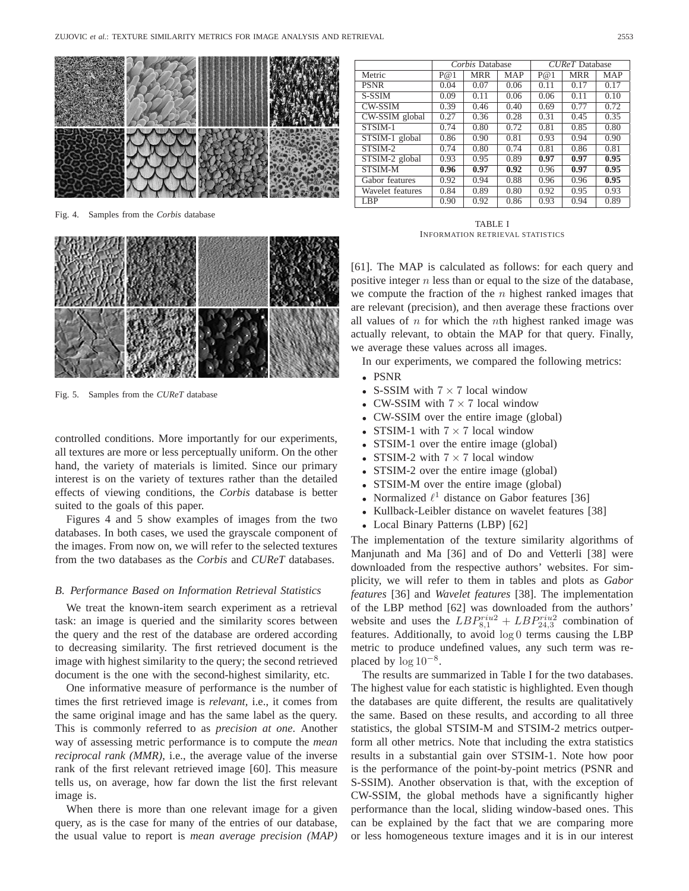Fig. 4. Samples from the *Corbis* database

Fig. 5. Samples from the *CUReT* database

controlled conditions. More importantly for our experiments, all textures are more or less perceptually uniform. On the other hand, the variety of materials is limited. Since our primary interest is on the variety of textures rather than the detailed effects of viewing conditions, the *Corbis* database is better suited to the goals of this paper.

Figures 4 and 5 show examples of images from the two databases. In both cases, we used the grayscale component of the images. From now on, we will refer to the selected textures from the two databases as the *Corbis* and *CUReT* databases.

### *B. Performance Based on Information Retrieval Statistics*

We treat the known-item search experiment as a retrieval task: an image is queried and the similarity scores between the query and the rest of the database are ordered according to decreasing similarity. The first retrieved document is the image with highest similarity to the query; the second retrieved document is the one with the second-highest similarity, etc.

One informative measure of performance is the number of times the first retrieved image is *relevant*, i.e., it comes from the same original image and has the same label as the query. This is commonly referred to as *precision at one*. Another way of assessing metric performance is to compute the *mean reciprocal rank (MMR)*, i.e., the average value of the inverse rank of the first relevant retrieved image [60]. This measure tells us, on average, how far down the list the first relevant image is.

When there is more than one relevant image for a given query, as is the case for many of the entries of our database, the usual value to report is *mean average precision (MAP)*

| | *Corbis* Database | | | *CUReT* Database | | |
|---|---|---|---|---|---|---|
| Metric | P@1 | MRR | MAP | P@1 | MRR | MAP |
| PSNR | 0.04 | 0.07 | 0.06 | 0.11 | 0.17 | 0.17 |
| S-SSIM | 0.09 | 0.11 | 0.06 | 0.06 | 0.11 | 0.10 |
| CW-SSIM | 0.39 | 0.46 | 0.40 | 0.69 | 0.77 | 0.72 |
| CW-SSIM global | 0.27 | 0.36 | 0.28 | 0.31 | 0.45 | 0.35 |
| STSIM-1 | 0.74 | 0.80 | 0.72 | 0.81 | 0.85 | 0.80 |
| STSIM-1 global | 0.86 | 0.90 | 0.81 | 0.93 | 0.94 | 0.90 |
| STSIM-2 | 0.74 | 0.80 | 0.74 | 0.81 | 0.86 | 0.81 |
| STSIM-2 global | 0.93 | 0.95 | 0.89 | **0.97** | **0.97** | **0.95** |
| STSIM-M | **0.96** | **0.97** | **0.92** | 0.96 | **0.97** | **0.95** |
| Gabor features | 0.92 | 0.94 | 0.88 | 0.96 | 0.96 | **0.95** |
| Wavelet features | 0.84 | 0.89 | 0.80 | 0.92 | 0.95 | 0.93 |
| LBP | 0.90 | 0.92 | 0.86 | 0.93 | 0.94 | 0.89 |

TABLE I
INFORMATION RETRIEVAL STATISTICS

[61]. The MAP is calculated as follows: for each query and positive integer $n$ less than or equal to the size of the database, we compute the fraction of the $n$ highest ranked images that are relevant (precision), and then average these fractions over all values of $n$ for which the $n$th highest ranked image was actually relevant, to obtain the MAP for that query. Finally, we average these values across all images.

In our experiments, we compared the following metrics:

- PSNR
- S-SSIM with $7 \times 7$ local window
- CW-SSIM with $7 \times 7$ local window
- CW-SSIM over the entire image (global)
- STSIM-1 with $7 \times 7$ local window
- STSIM-1 over the entire image (global)
- STSIM-2 with $7 \times 7$ local window
- STSIM-2 over the entire image (global)
- STSIM-M over the entire image (global)
- Normalized $\ell^1$ distance on Gabor features [36]
- Kullback-Leibler distance on wavelet features [38]
- Local Binary Patterns (LBP) [62]

The implementation of the texture similarity algorithms of Manjunath and Ma [36] and of Do and Vetterli [38] were downloaded from the respective authors' websites. For simplicity, we will refer to them in tables and plots as *Gabor features* [36] and *Wavelet features* [38]. The implementation of the LBP method [62] was downloaded from the authors' website and uses the $LBP^{riu2}_{8,1} + LBP^{riu2}_{24,3}$ combination of features. Additionally, to avoid $\log 0$ terms causing the LBP metric to produce undefined values, any such term was replaced by $\log 10^{-8}$.

The results are summarized in Table I for the two databases. The highest value for each statistic is highlighted. Even though the databases are quite different, the results are qualitatively the same. Based on these results, and according to all three statistics, the global STSIM-M and STSIM-2 metrics outperform all other metrics. Note that including the extra statistics results in a substantial gain over STSIM-1. Note how poor is the performance of the point-by-point metrics (PSNR and S-SSIM). Another observation is that, with the exception of CW-SSIM, the global methods have a significantly higher performance than the local, sliding window-based ones. This can be explained by the fact that we are comparing more or less homogeneous texture images and it is in our interest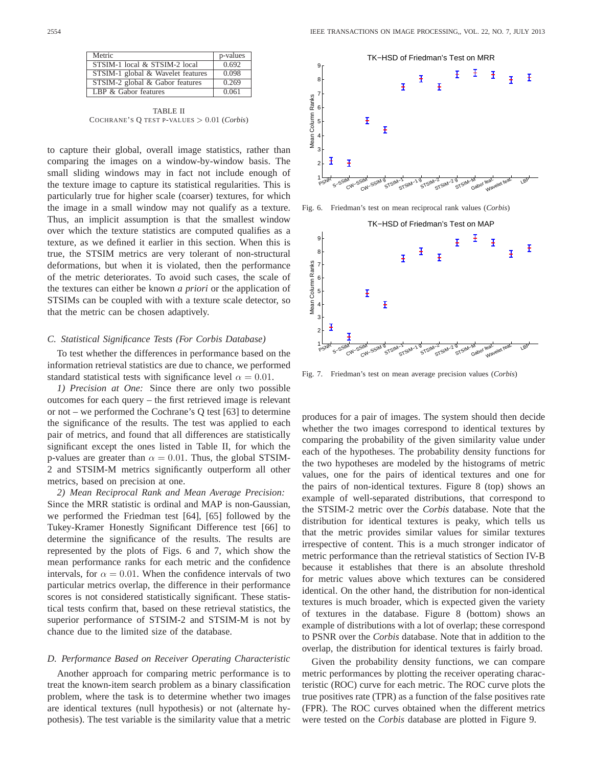| Metric | p-values |
|---|---|
| STSIM-1 local & STSIM-2 local | 0.692 |
| STSIM-1 global & Wavelet features | 0.098 |
| STSIM-2 global & Gabor features | 0.269 |
| LBP & Gabor features | 0.061 |

TABLE II
COCHRANE'S Q TEST P-VALUES $> 0.01$ (*Corbis*)

to capture their global, overall image statistics, rather than comparing the images on a window-by-window basis. The small sliding windows may in fact not include enough of the texture image to capture its statistical regularities. This is particularly true for higher scale (coarser) textures, for which the image in a small window may not qualify as a texture. Thus, an implicit assumption is that the smallest window over which the texture statistics are computed qualifies as a texture, as we defined it earlier in this section. When this is true, the STSIM metrics are very tolerant of non-structural deformations, but when it is violated, then the performance of the metric deteriorates. To avoid such cases, the scale of the textures can either be known *a priori* or the application of STSIMs can be coupled with with a texture scale detector, so that the metric can be chosen adaptively.

### *C. Statistical Significance Tests (For Corbis Database)*

To test whether the differences in performance based on the information retrieval statistics are due to chance, we performed standard statistical tests with significance level $\alpha = 0.01$.

*1) Precision at One:* Since there are only two possible outcomes for each query – the first retrieved image is relevant or not – we performed the Cochrane's Q test [63] to determine the significance of the results. The test was applied to each pair of metrics, and found that all differences are statistically significant except the ones listed in Table II, for which the p-values are greater than $\alpha = 0.01$. Thus, the global STSIM-2 and STSIM-M metrics significantly outperform all other metrics, based on precision at one.

*2) Mean Reciprocal Rank and Mean Average Precision:* Since the MRR statistic is ordinal and MAP is non-Gaussian, we performed the Friedman test [64], [65] followed by the Tukey-Kramer Honestly Significant Difference test [66] to determine the significance of the results. The results are represented by the plots of Figs. 6 and 7, which show the mean performance ranks for each metric and the confidence intervals, for $\alpha = 0.01$. When the confidence intervals of two particular metrics overlap, the difference in their performance scores is not considered statistically significant. These statistical tests confirm that, based on these retrieval statistics, the superior performance of STSIM-2 and STSIM-M is not by chance due to the limited size of the database.

### *D. Performance Based on Receiver Operating Characteristic*

Another approach for comparing metric performance is to treat the known-item search problem as a binary classification problem, where the task is to determine whether two images are identical textures (null hypothesis) or not (alternate hypothesis). The test variable is the similarity value that a metric

Fig. 6. Friedman's test on mean reciprocal rank values (*Corbis*)

Fig. 7. Friedman's test on mean average precision values (*Corbis*)

produces for a pair of images. The system should then decide whether the two images correspond to identical textures by comparing the probability of the given similarity value under each of the hypotheses. The probability density functions for the two hypotheses are modeled by the histograms of metric values, one for the pairs of identical textures and one for the pairs of non-identical textures. Figure 8 (top) shows an example of well-separated distributions, that correspond to the STSIM-2 metric over the *Corbis* database. Note that the distribution for identical textures is peaky, which tells us that the metric provides similar values for similar textures irrespective of content. This is a much stronger indicator of metric performance than the retrieval statistics of Section IV-B because it establishes that there is an absolute threshold for metric values above which textures can be considered identical. On the other hand, the distribution for non-identical textures is much broader, which is expected given the variety of textures in the database. Figure 8 (bottom) shows an example of distributions with a lot of overlap; these correspond to PSNR over the *Corbis* database. Note that in addition to the overlap, the distribution for identical textures is fairly broad.

Given the probability density functions, we can compare metric performances by plotting the receiver operating characteristic (ROC) curve for each metric. The ROC curve plots the true positives rate (TPR) as a function of the false positives rate (FPR). The ROC curves obtained when the different metrics were tested on the *Corbis* database are plotted in Figure 9.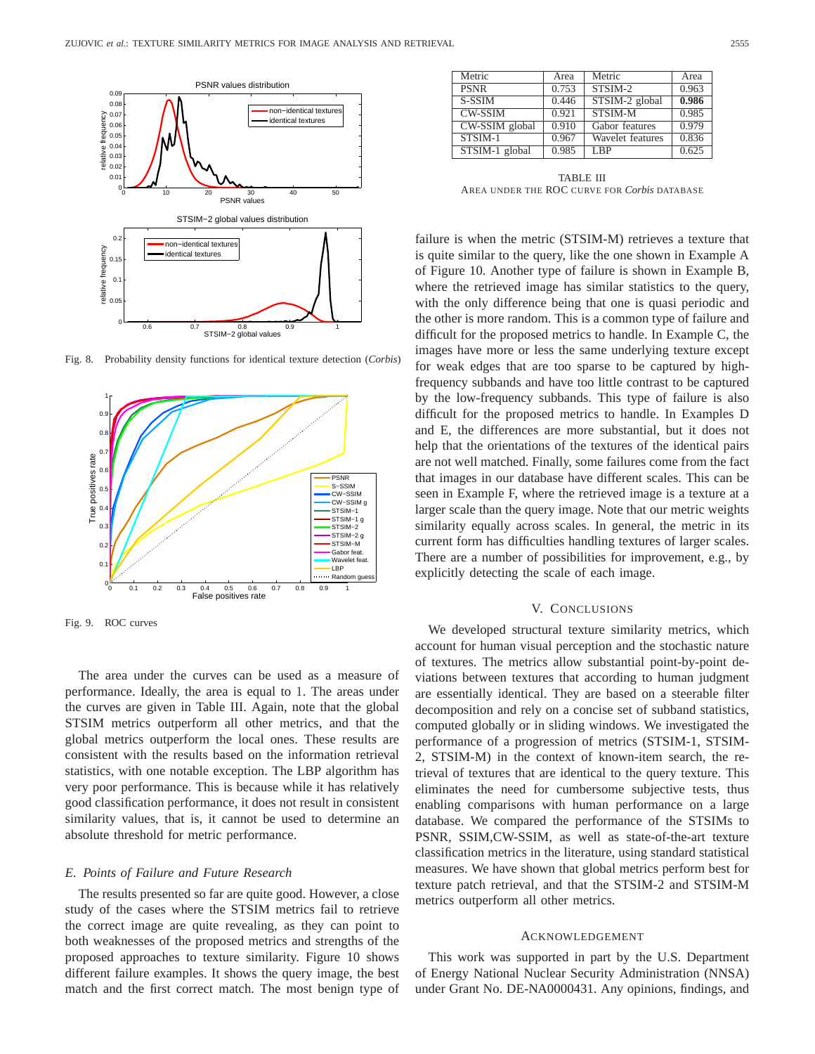PSNR values distribution

0.09
0.08
0.07
0.06
0.05
0.04
0.03
0.02
0.01
0

relative frequency

0 10 20 30 40 50

PSNR values

non−identical textures
identical textures

STSIM−2 global values distribution

0.2
0.15
0.1
0.05
0

relative frequency

0.6 0.7 0.8 0.9 1

STSIM−2 global values

non−identical textures
identical textures

Fig. 8. Probability density functions for identical texture detection (*Corbis*)

1
0.9
0.8
0.7
0.6
0.5
0.4
0.3
0.2
0.1
0

True positives rate

0 0.1 0.2 0.3 0.4 0.5 0.6 0.7 0.8 0.9 1

False positives rate

PSNR
S−SSIM
CW−SSIM
CW−SSIM g
STSIM−1
STSIM−1 g
STSIM−2
STSIM−2 g
STSIM−M
Gabor feat.
Wavelet feat.
LBP
Random guess

Fig. 9. ROC curves

The area under the curves can be used as a measure of performance. Ideally, the area is equal to 1. The areas under the curves are given in Table III. Again, note that the global STSIM metrics outperform all other metrics, and that the global metrics outperform the local ones. These results are consistent with the results based on the information retrieval statistics, with one notable exception. The LBP algorithm has very poor performance. This is because while it has relatively good classification performance, it does not result in consistent similarity values, that is, it cannot be used to determine an absolute threshold for metric performance.

### E. Points of Failure and Future Research

The results presented so far are quite good. However, a close study of the cases where the STSIM metrics fail to retrieve the correct image are quite revealing, as they can point to both weaknesses of the proposed metrics and strengths of the proposed approaches to texture similarity. Figure 10 shows different failure examples. It shows the query image, the best match and the first correct match. The most benign type of failure is when the metric (STSIM-M) retrieves a texture that is quite similar to the query, like the one shown in Example A of Figure 10. Another type of failure is shown in Example B, where the retrieved image has similar statistics to the query, with the only difference being that one is quasi periodic and the other is more random. This is a common type of failure and difficult for the proposed metrics to handle. In Example C, the images have more or less the same underlying texture except for weak edges that are too sparse to be captured by high-frequency subbands and have too little contrast to be captured by the low-frequency subbands. This type of failure is also difficult for the proposed metrics to handle. In Examples D and E, the differences are more substantial, but it does not help that the orientations of the textures of the identical pairs are not well matched. Finally, some failures come from the fact that images in our database have different scales. This can be seen in Example F, where the retrieved image is a texture at a larger scale than the query image. Note that our metric weights similarity equally across scales. In general, the metric in its current form has difficulties handling textures of larger scales. There are a number of possibilities for improvement, e.g., by explicitly detecting the scale of each image.

| Metric | Area | Metric | Area |
|---|---|---|---|
| PSNR | 0.753 | STSIM-2 | 0.963 |
| S-SSIM | 0.446 | STSIM-2 global | **0.986** |
| CW-SSIM | 0.921 | STSIM-M | 0.985 |
| CW-SSIM global | 0.910 | Gabor features | 0.979 |
| STSIM-1 | 0.967 | Wavelet features | 0.836 |
| STSIM-1 global | 0.985 | LBP | 0.625 |

TABLE III
AREA UNDER THE ROC CURVE FOR *Corbis* DATABASE

## V. CONCLUSIONS

We developed structural texture similarity metrics, which account for human visual perception and the stochastic nature of textures. The metrics allow substantial point-by-point deviations between textures that according to human judgment are essentially identical. They are based on a steerable filter decomposition and rely on a concise set of subband statistics, computed globally or in sliding windows. We investigated the performance of a progression of metrics (STSIM-1, STSIM-2, STSIM-M) in the context of known-item search, the retrieval of textures that are identical to the query texture. This eliminates the need for cumbersome subjective tests, thus enabling comparisons with human performance on a large database. We compared the performance of the STSIMs to PSNR, SSIM,CW-SSIM, as well as state-of-the-art texture classification metrics in the literature, using standard statistical measures. We have shown that global metrics perform best for texture patch retrieval, and that the STSIM-2 and STSIM-M metrics outperform all other metrics.

## ACKNOWLEDGEMENT

This work was supported in part by the U.S. Department of Energy National Nuclear Security Administration (NNSA) under Grant No. DE-NA0000431. Any opinions, findings, and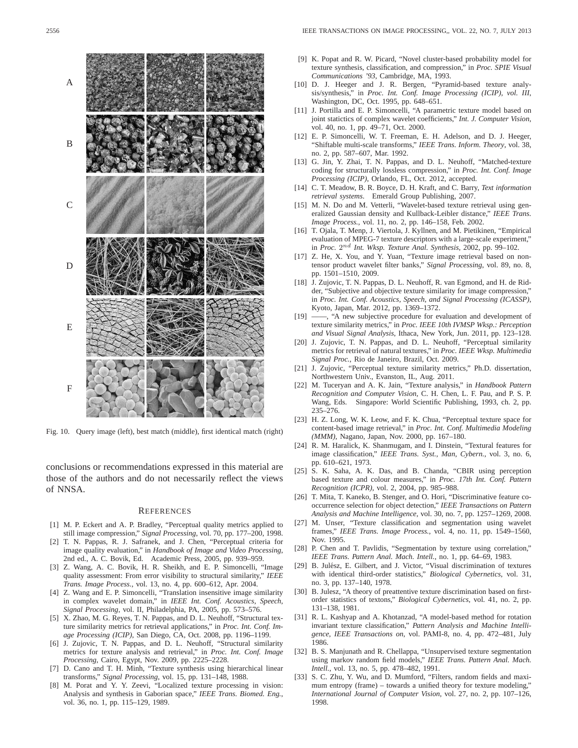A

B

C

D

E

F

Fig. 10. Query image (left), best match (middle), first identical match (right)

conclusions or recommendations expressed in this material are those of the authors and do not necessarily reflect the views of NNSA.

## REFERENCES

[1] M. P. Eckert and A. P. Bradley, "Perceptual quality metrics applied to still image compression," *Signal Processing*, vol. 70, pp. 177–200, 1998.

[2] T. N. Pappas, R. J. Safranek, and J. Chen, "Perceptual criteria for image quality evaluation," in *Handbook of Image and Video Processing*, 2nd ed., A. C. Bovik, Ed. Academic Press, 2005, pp. 939–959.

[3] Z. Wang, A. C. Bovik, H. R. Sheikh, and E. P. Simoncelli, "Image quality assessment: From error visibility to structural similarity," *IEEE Trans. Image Process.*, vol. 13, no. 4, pp. 600–612, Apr. 2004.

[4] Z. Wang and E. P. Simoncelli, "Translation insensitive image similarity in complex wavelet domain," in *IEEE Int. Conf. Acoustics, Speech, Signal Processing*, vol. II, Philadelphia, PA, 2005, pp. 573–576.

[5] X. Zhao, M. G. Reyes, T. N. Pappas, and D. L. Neuhoff, "Structural texture similarity metrics for retrieval applications," in *Proc. Int. Conf. Image Processing (ICIP)*, San Diego, CA, Oct. 2008, pp. 1196–1199.

[6] J. Zujovic, T. N. Pappas, and D. L. Neuhoff, "Structural similarity metrics for texture analysis and retrieval," in *Proc. Int. Conf. Image Processing*, Cairo, Egypt, Nov. 2009, pp. 2225–2228.

[7] D. Cano and T. H. Minh, "Texture synthesis using hierarchical linear transforms," *Signal Processing*, vol. 15, pp. 131–148, 1988.

[8] M. Porat and Y. Y. Zeevi, "Localized texture processing in vision: Analysis and synthesis in Gaborian space," *IEEE Trans. Biomed. Eng.*, vol. 36, no. 1, pp. 115–129, 1989.

[9] K. Popat and R. W. Picard, "Novel cluster-based probability model for texture synthesis, classification, and compression," in *Proc. SPIE Visual Communications '93*, Cambridge, MA, 1993.

[10] D. J. Heeger and J. R. Bergen, "Pyramid-based texture analysis/synthesis," in *Proc. Int. Conf. Image Processing (ICIP), vol. III*, Washington, DC, Oct. 1995, pp. 648–651.

[11] J. Portilla and E. P. Simoncelli, "A parametric texture model based on joint statictics of complex wavelet coefficients," *Int. J. Computer Vision*, vol. 40, no. 1, pp. 49–71, Oct. 2000.

[12] E. P. Simoncelli, W. T. Freeman, E. H. Adelson, and D. J. Heeger, "Shiftable multi-scale transforms," *IEEE Trans. Inform. Theory*, vol. 38, no. 2, pp. 587–607, Mar. 1992.

[13] G. Jin, Y. Zhai, T. N. Pappas, and D. L. Neuhoff, "Matched-texture coding for structurally lossless compression," in *Proc. Int. Conf. Image Processing (ICIP)*, Orlando, FL, Oct. 2012, accepted.

[14] C. T. Meadow, B. R. Boyce, D. H. Kraft, and C. Barry, *Text information retrieval systems*. Emerald Group Publishing, 2007.

[15] M. N. Do and M. Vetterli, "Wavelet-based texture retrieval using generalized Gaussian density and Kullback-Leibler distance," *IEEE Trans. Image Process.*, vol. 11, no. 2, pp. 146–158, Feb. 2002.

[16] T. Ojala, T. Menp, J. Viertola, J. Kyllnen, and M. Pietikinen, "Empirical evaluation of MPEG-7 texture descriptors with a large-scale experiment," in *Proc.* $2^{nd}$ *Int. Wksp. Texture Anal. Synthesis*, 2002, pp. 99–102.

[17] Z. He, X. You, and Y. Yuan, "Texture image retrieval based on non-tensor product wavelet filter banks," *Signal Processing*, vol. 89, no. 8, pp. 1501–1510, 2009.

[18] J. Zujovic, T. N. Pappas, D. L. Neuhoff, R. van Egmond, and H. de Ridder, "Subjective and objective texture similarity for image compression," in *Proc. Int. Conf. Acoustics, Speech, and Signal Processing (ICASSP)*, Kyoto, Japan, Mar. 2012, pp. 1369–1372.

[19] ——, "A new subjective procedure for evaluation and development of texture similarity metrics," in *Proc. IEEE 10th IVMSP Wksp.: Perception and Visual Signal Analysis*, Ithaca, New York, Jun. 2011, pp. 123–128.

[20] J. Zujovic, T. N. Pappas, and D. L. Neuhoff, "Perceptual similarity metrics for retrieval of natural textures," in *Proc. IEEE Wksp. Multimedia Signal Proc.*, Rio de Janeiro, Brazil, Oct. 2009.

[21] J. Zujovic, "Perceptual texture similarity metrics," Ph.D. dissertation, Northwestern Univ., Evanston, IL, Aug. 2011.

[22] M. Tuceryan and A. K. Jain, "Texture analysis," in *Handbook Pattern Recognition and Computer Vision*, C. H. Chen, L. F. Pau, and P. S. P. Wang, Eds. Singapore: World Scientific Publishing, 1993, ch. 2, pp. 235–276.

[23] H. Z. Long, W. K. Leow, and F. K. Chua, "Perceptual texture space for content-based image retrieval," in *Proc. Int. Conf. Multimedia Modeling (MMM)*, Nagano, Japan, Nov. 2000, pp. 167–180.

[24] R. M. Haralick, K. Shanmugam, and I. Dinstein, "Textural features for image classification," *IEEE Trans. Syst., Man, Cybern.*, vol. 3, no. 6, pp. 610–621, 1973.

[25] S. K. Saha, A. K. Das, and B. Chanda, "CBIR using perception based texture and colour measures," in *Proc. 17th Int. Conf. Pattern Recognition (ICPR)*, vol. 2, 2004, pp. 985–988.

[26] T. Mita, T. Kaneko, B. Stenger, and O. Hori, "Discriminative feature co-occurrence selection for object detection," *IEEE Transactions on Pattern Analysis and Machine Intelligence*, vol. 30, no. 7, pp. 1257–1269, 2008.

[27] M. Unser, "Texture classification and segmentation using wavelet frames," *IEEE Trans. Image Process.*, vol. 4, no. 11, pp. 1549–1560, Nov. 1995.

[28] P. Chen and T. Pavlidis, "Segmentation by texture using correlation," *IEEE Trans. Pattern Anal. Mach. Intell.*, no. 1, pp. 64–69, 1983.

[29] B. Julész, E. Gilbert, and J. Victor, "Visual discrimination of textures with identical third-order statistics," *Biological Cybernetics*, vol. 31, no. 3, pp. 137–140, 1978.

[30] B. Julesz, "A theory of preattentive texture discrimination based on first-order statistics of textons," *Biological Cybernetics*, vol. 41, no. 2, pp. 131–138, 1981.

[31] R. L. Kashyap and A. Khotanzad, "A model-based method for rotation invariant texture classification," *Pattern Analysis and Machine Intelligence, IEEE Transactions on*, vol. PAMI-8, no. 4, pp. 472–481, July 1986.

[32] B. S. Manjunath and R. Chellappa, "Unsupervised texture segmentation using markov random field models," *IEEE Trans. Pattern Anal. Mach. Intell.*, vol. 13, no. 5, pp. 478–482, 1991.

[33] S. C. Zhu, Y. Wu, and D. Mumford, "Filters, random fields and maximum entropy (frame) – towards a unified theory for texture modeling," *International Journal of Computer Vision*, vol. 27, no. 2, pp. 107–126, 1998.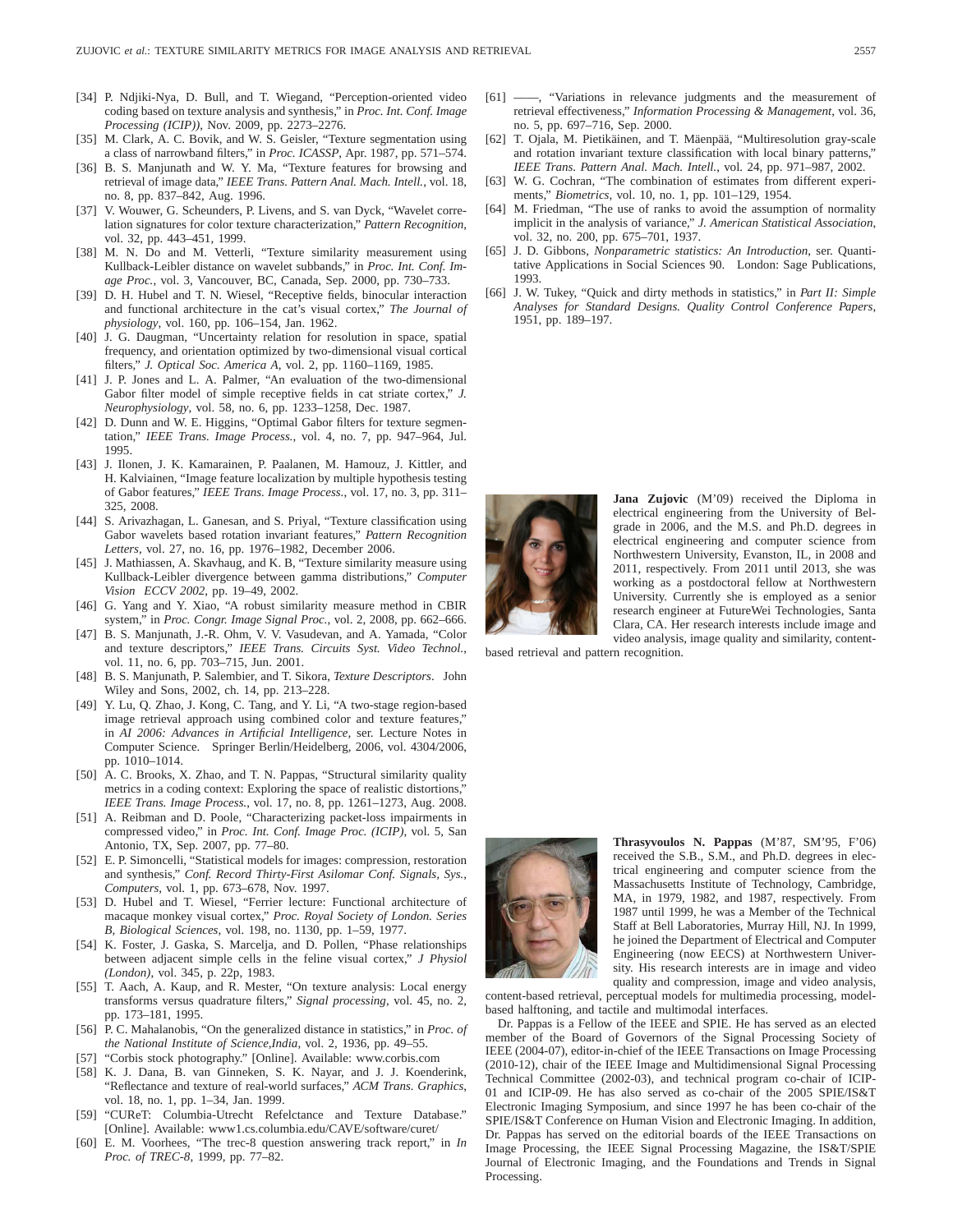[34] P. Ndjiki-Nya, D. Bull, and T. Wiegand, "Perception-oriented video coding based on texture analysis and synthesis," in *Proc. Int. Conf. Image Processing (ICIP))*, Nov. 2009, pp. 2273–2276.

[35] M. Clark, A. C. Bovik, and W. S. Geisler, "Texture segmentation using a class of narrowband filters," in *Proc. ICASSP*, Apr. 1987, pp. 571–574.

[36] B. S. Manjunath and W. Y. Ma, "Texture features for browsing and retrieval of image data," *IEEE Trans. Pattern Anal. Mach. Intell.*, vol. 18, no. 8, pp. 837–842, Aug. 1996.

[37] V. Wouwer, G. Scheunders, P. Livens, and S. van Dyck, "Wavelet correlation signatures for color texture characterization," *Pattern Recognition*, vol. 32, pp. 443–451, 1999.

[38] M. N. Do and M. Vetterli, "Texture similarity measurement using Kullback-Leibler distance on wavelet subbands," in *Proc. Int. Conf. Image Proc.*, vol. 3, Vancouver, BC, Canada, Sep. 2000, pp. 730–733.

[39] D. H. Hubel and T. N. Wiesel, "Receptive fields, binocular interaction and functional architecture in the cat's visual cortex," *The Journal of physiology*, vol. 160, pp. 106–154, Jan. 1962.

[40] J. G. Daugman, "Uncertainty relation for resolution in space, spatial frequency, and orientation optimized by two-dimensional visual cortical filters," *J. Optical Soc. America A*, vol. 2, pp. 1160–1169, 1985.

[41] J. P. Jones and L. A. Palmer, "An evaluation of the two-dimensional Gabor filter model of simple receptive fields in cat striate cortex," *J. Neurophysiology*, vol. 58, no. 6, pp. 1233–1258, Dec. 1987.

[42] D. Dunn and W. E. Higgins, "Optimal Gabor filters for texture segmentation," *IEEE Trans. Image Process.*, vol. 4, no. 7, pp. 947–964, Jul. 1995.

[43] J. Ilonen, J. K. Kamarainen, P. Paalanen, M. Hamouz, J. Kittler, and H. Kalviainen, "Image feature localization by multiple hypothesis testing of Gabor features," *IEEE Trans. Image Process.*, vol. 17, no. 3, pp. 311–325, 2008.

[44] S. Arivazhagan, L. Ganesan, and S. Priyal, "Texture classification using Gabor wavelets based rotation invariant features," *Pattern Recognition Letters*, vol. 27, no. 16, pp. 1976–1982, December 2006.

[45] J. Mathiassen, A. Skavhaug, and K. B, "Texture similarity measure using Kullback-Leibler divergence between gamma distributions," *Computer Vision ECCV 2002*, pp. 19–49, 2002.

[46] G. Yang and Y. Xiao, "A robust similarity measure method in CBIR system," in *Proc. Congr. Image Signal Proc.*, vol. 2, 2008, pp. 662–666.

[47] B. S. Manjunath, J.-R. Ohm, V. V. Vasudevan, and A. Yamada, "Color and texture descriptors," *IEEE Trans. Circuits Syst. Video Technol.*, vol. 11, no. 6, pp. 703–715, Jun. 2001.

[48] B. S. Manjunath, P. Salembier, and T. Sikora, *Texture Descriptors*. John Wiley and Sons, 2002, ch. 14, pp. 213–228.

[49] Y. Lu, Q. Zhao, J. Kong, C. Tang, and Y. Li, "A two-stage region-based image retrieval approach using combined color and texture features," in *AI 2006: Advances in Artificial Intelligence*, ser. Lecture Notes in Computer Science. Springer Berlin/Heidelberg, 2006, vol. 4304/2006, pp. 1010–1014.

[50] A. C. Brooks, X. Zhao, and T. N. Pappas, "Structural similarity quality metrics in a coding context: Exploring the space of realistic distortions," *IEEE Trans. Image Process.*, vol. 17, no. 8, pp. 1261–1273, Aug. 2008.

[51] A. Reibman and D. Poole, "Characterizing packet-loss impairments in compressed video," in *Proc. Int. Conf. Image Proc. (ICIP)*, vol. 5, San Antonio, TX, Sep. 2007, pp. 77–80.

[52] E. P. Simoncelli, "Statistical models for images: compression, restoration and synthesis," *Conf. Record Thirty-First Asilomar Conf. Signals, Sys., Computers*, vol. 1, pp. 673–678, Nov. 1997.

[53] D. Hubel and T. Wiesel, "Ferrier lecture: Functional architecture of macaque monkey visual cortex," *Proc. Royal Society of London. Series B, Biological Sciences*, vol. 198, no. 1130, pp. 1–59, 1977.

[54] K. Foster, J. Gaska, S. Marcelja, and D. Pollen, "Phase relationships between adjacent simple cells in the feline visual cortex," *J Physiol (London)*, vol. 345, p. 22p, 1983.

[55] T. Aach, A. Kaup, and R. Mester, "On texture analysis: Local energy transforms versus quadrature filters," *Signal processing*, vol. 45, no. 2, pp. 173–181, 1995.

[56] P. C. Mahalanobis, "On the generalized distance in statistics," in *Proc. of the National Institute of Science,India*, vol. 2, 1936, pp. 49–55.

[57] "Corbis stock photography." [Online]. Available: www.corbis.com

[58] K. J. Dana, B. van Ginneken, S. K. Nayar, and J. J. Koenderink, "Reflectance and texture of real-world surfaces," *ACM Trans. Graphics*, vol. 18, no. 1, pp. 1–34, Jan. 1999.

[59] "CUReT: Columbia-Utrecht Refelctance and Texture Database." [Online]. Available: www1.cs.columbia.edu/CAVE/software/curet/

[60] E. M. Voorhees, "The trec-8 question answering track report," in *In Proc. of TREC-8*, 1999, pp. 77–82.

[61] ——, "Variations in relevance judgments and the measurement of retrieval effectiveness," *Information Processing & Management*, vol. 36, no. 5, pp. 697–716, Sep. 2000.

[62] T. Ojala, M. Pietikäinen, and T. Mäenpää, "Multiresolution gray-scale and rotation invariant texture classification with local binary patterns," *IEEE Trans. Pattern Anal. Mach. Intell.*, vol. 24, pp. 971–987, 2002.

[63] W. G. Cochran, "The combination of estimates from different experiments," *Biometrics*, vol. 10, no. 1, pp. 101–129, 1954.

[64] M. Friedman, "The use of ranks to avoid the assumption of normality implicit in the analysis of variance," *J. American Statistical Association*, vol. 32, no. 200, pp. 675–701, 1937.

[65] J. D. Gibbons, *Nonparametric statistics: An Introduction*, ser. Quantitative Applications in Social Sciences 90. London: Sage Publications, 1993.

[66] J. W. Tukey, "Quick and dirty methods in statistics," in *Part II: Simple Analyses for Standard Designs. Quality Control Conference Papers*, 1951, pp. 189–197.

**Jana Zujovic** (M'09) received the Diploma in electrical engineering from the University of Belgrade in 2006, and the M.S. and Ph.D. degrees in electrical engineering and computer science from Northwestern University, Evanston, IL, in 2008 and 2011, respectively. From 2011 until 2013, she was working as a postdoctoral fellow at Northwestern University. Currently she is employed as a senior research engineer at FutureWei Technologies, Santa Clara, CA. Her research interests include image and video analysis, image quality and similarity, content-based retrieval and pattern recognition.

**Thrasyvoulos N. Pappas** (M'87, SM'95, F'06) received the S.B., S.M., and Ph.D. degrees in electrical engineering and computer science from the Massachusetts Institute of Technology, Cambridge, MA, in 1979, 1982, and 1987, respectively. From 1987 until 1999, he was a Member of the Technical Staff at Bell Laboratories, Murray Hill, NJ. In 1999, he joined the Department of Electrical and Computer Engineering (now EECS) at Northwestern University. His research interests are in image and video quality and compression, image and video analysis, content-based retrieval, perceptual models for multimedia processing, model-based halftoning, and tactile and multimodal interfaces.

Dr. Pappas is a Fellow of the IEEE and SPIE. He has served as an elected member of the Board of Governors of the Signal Processing Society of IEEE (2004-07), editor-in-chief of the IEEE Transactions on Image Processing (2010-12), chair of the IEEE Image and Multidimensional Signal Processing Technical Committee (2002-03), and technical program co-chair of ICIP-01 and ICIP-09. He has also served as co-chair of the 2005 SPIE/IS&T Electronic Imaging Symposium, and since 1997 he has been co-chair of the SPIE/IS&T Conference on Human Vision and Electronic Imaging. In addition, Dr. Pappas has served on the editorial boards of the IEEE Transactions on Image Processing, the IEEE Signal Processing Magazine, the IS&T/SPIE Journal of Electronic Imaging, and the Foundations and Trends in Signal Processing.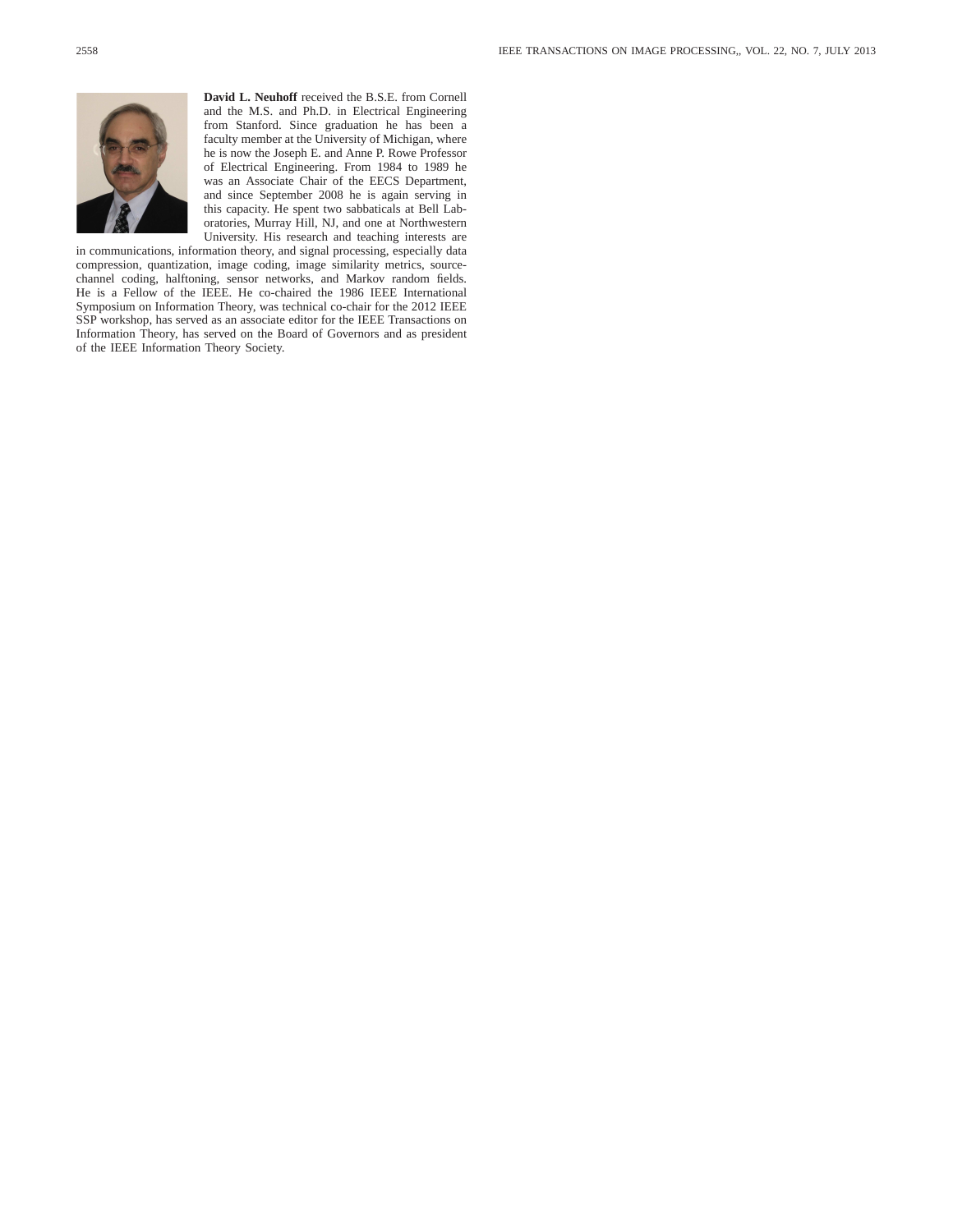**David L. Neuhoff** received the B.S.E. from Cornell and the M.S. and Ph.D. in Electrical Engineering from Stanford. Since graduation he has been a faculty member at the University of Michigan, where he is now the Joseph E. and Anne P. Rowe Professor of Electrical Engineering. From 1984 to 1989 he was an Associate Chair of the EECS Department, and since September 2008 he is again serving in this capacity. He spent two sabbaticals at Bell Laboratories, Murray Hill, NJ, and one at Northwestern University. His research and teaching interests are in communications, information theory, and signal processing, especially data compression, quantization, image coding, image similarity metrics, source-channel coding, halftoning, sensor networks, and Markov random fields. He is a Fellow of the IEEE. He co-chaired the 1986 IEEE International Symposium on Information Theory, was technical co-chair for the 2012 IEEE SSP workshop, has served as an associate editor for the IEEE Transactions on Information Theory, has served on the Board of Governors and as president of the IEEE Information Theory Society.